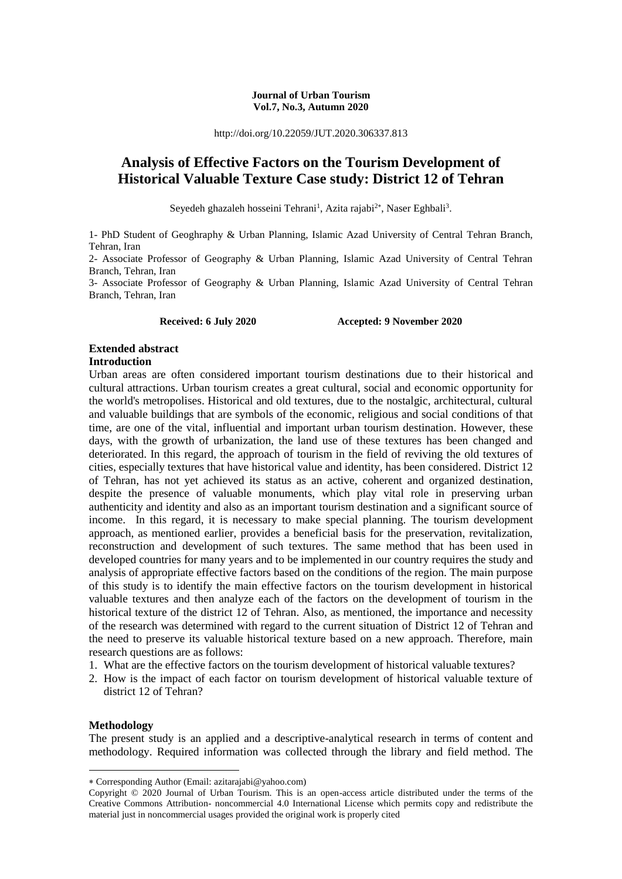**Journal of Urban Tourism**
**Vol.7, No.3, Autumn 2020**

http://doi.org/10.22059/JUT.2020.306337.813

# Analysis of Effective Factors on the Tourism Development of Historical Valuable Texture Case study: District 12 of Tehran

Seyedeh ghazaleh hosseini Tehrani[1], Azita rajabi[2*], Naser Eghbali[3].

1- PhD Student of Geoghraphy & Urban Planning, Islamic Azad University of Central Tehran Branch, Tehran, Iran

2- Associate Professor of Geography & Urban Planning, Islamic Azad University of Central Tehran Branch, Tehran, Iran

3- Associate Professor of Geography & Urban Planning, Islamic Azad University of Central Tehran Branch, Tehran, Iran

**Received: 6 July 2020** **Accepted: 9 November 2020**

## Extended abstract

### Introduction

Urban areas are often considered important tourism destinations due to their historical and cultural attractions. Urban tourism creates a great cultural, social and economic opportunity for the world's metropolises. Historical and old textures, due to the nostalgic, architectural, cultural and valuable buildings that are symbols of the economic, religious and social conditions of that time, are one of the vital, influential and important urban tourism destination. However, these days, with the growth of urbanization, the land use of these textures has been changed and deteriorated. In this regard, the approach of tourism in the field of reviving the old textures of cities, especially textures that have historical value and identity, has been considered. District 12 of Tehran, has not yet achieved its status as an active, coherent and organized destination, despite the presence of valuable monuments, which play vital role in preserving urban authenticity and identity and also as an important tourism destination and a significant source of income. In this regard, it is necessary to make special planning. The tourism development approach, as mentioned earlier, provides a beneficial basis for the preservation, revitalization, reconstruction and development of such textures. The same method that has been used in developed countries for many years and to be implemented in our country requires the study and analysis of appropriate effective factors based on the conditions of the region. The main purpose of this study is to identify the main effective factors on the tourism development in historical valuable textures and then analyze each of the factors on the development of tourism in the historical texture of the district 12 of Tehran. Also, as mentioned, the importance and necessity of the research was determined with regard to the current situation of District 12 of Tehran and the need to preserve its valuable historical texture based on a new approach. Therefore, main research questions are as follows:

1. What are the effective factors on the tourism development of historical valuable textures?
2. How is the impact of each factor on tourism development of historical valuable texture of district 12 of Tehran?

### Methodology

The present study is an applied and a descriptive-analytical research in terms of content and methodology. Required information was collected through the library and field method. The

---

* Corresponding Author (Email: azitarajabi@yahoo.com)

Copyright © 2020 Journal of Urban Tourism. This is an open-access article distributed under the terms of the Creative Commons Attribution- noncommercial 4.0 International License which permits copy and redistribute the material just in noncommercial usages provided the original work is properly cited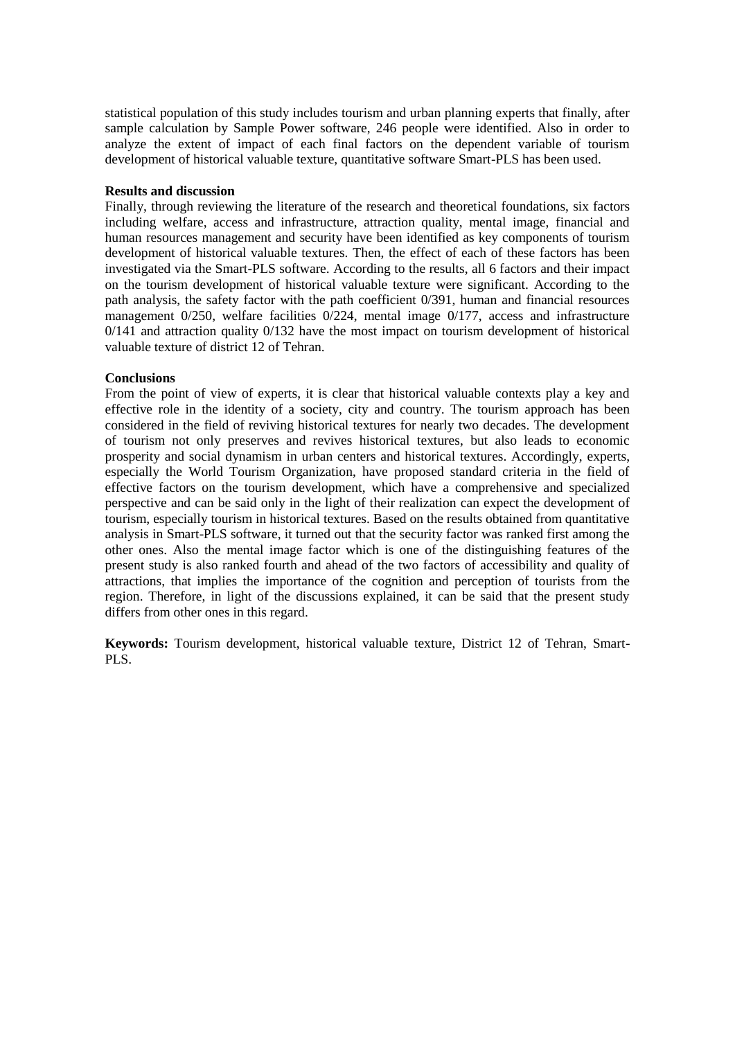statistical population of this study includes tourism and urban planning experts that finally, after sample calculation by Sample Power software, 246 people were identified. Also in order to analyze the extent of impact of each final factors on the dependent variable of tourism development of historical valuable texture, quantitative software Smart-PLS has been used.

**Results and discussion**

Finally, through reviewing the literature of the research and theoretical foundations, six factors including welfare, access and infrastructure, attraction quality, mental image, financial and human resources management and security have been identified as key components of tourism development of historical valuable textures. Then, the effect of each of these factors has been investigated via the Smart-PLS software. According to the results, all 6 factors and their impact on the tourism development of historical valuable texture were significant. According to the path analysis, the safety factor with the path coefficient 0/391, human and financial resources management 0/250, welfare facilities 0/224, mental image 0/177, access and infrastructure 0/141 and attraction quality 0/132 have the most impact on tourism development of historical valuable texture of district 12 of Tehran.

**Conclusions**

From the point of view of experts, it is clear that historical valuable contexts play a key and effective role in the identity of a society, city and country. The tourism approach has been considered in the field of reviving historical textures for nearly two decades. The development of tourism not only preserves and revives historical textures, but also leads to economic prosperity and social dynamism in urban centers and historical textures. Accordingly, experts, especially the World Tourism Organization, have proposed standard criteria in the field of effective factors on the tourism development, which have a comprehensive and specialized perspective and can be said only in the light of their realization can expect the development of tourism, especially tourism in historical textures. Based on the results obtained from quantitative analysis in Smart-PLS software, it turned out that the security factor was ranked first among the other ones. Also the mental image factor which is one of the distinguishing features of the present study is also ranked fourth and ahead of the two factors of accessibility and quality of attractions, that implies the importance of the cognition and perception of tourists from the region. Therefore, in light of the discussions explained, it can be said that the present study differs from other ones in this regard.

**Keywords:** Tourism development, historical valuable texture, District 12 of Tehran, Smart-PLS.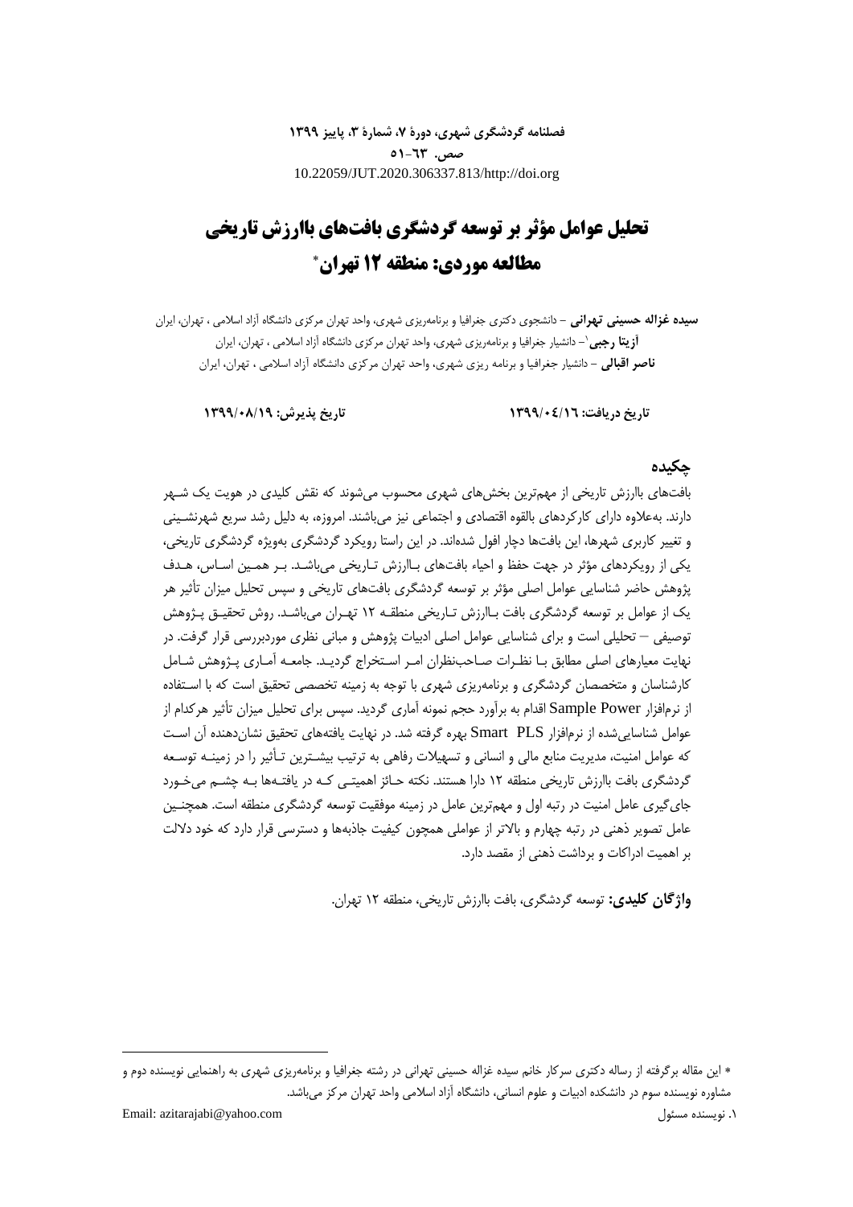**فصلنامه گردشگری شهری، دورهٔ ۷، شمارهٔ ۳، پاییز ۱۳۹۹**
**صص. ٦٣-٥١**
10.22059/JUT.2020.306337.813/http://doi.org

# تحلیل عوامل مؤثر بر توسعه گردشگری بافت‌های باارزش تاریخی مطالعه موردی: منطقه ۱۲ تهران*

**سیده غزاله حسینی تهرانی** – دانشجوی دکتری جغرافیا و برنامه‌ریزی شهری، واحد تهران مرکزی دانشگاه آزاد اسلامی ، تهران، ایران
**آزیتا رجبی**[1] – دانشیار جغرافیا و برنامه‌ریزی شهری، واحد تهران مرکزی دانشگاه آزاد اسلامی ، تهران، ایران
**ناصر اقبالی** – دانشیار جغرافیا و برنامه ریزی شهری، واحد تهران مرکزی دانشگاه آزاد اسلامی ، تهران، ایران

**تاریخ دریافت: ۱۳۹۹/۰٤/۱٦** **تاریخ پذیرش: ۱۳۹۹/۰۸/۱۹**

## چکیده

بافت‌های باارزش تاریخی از مهم‌ترین بخش‌های شهری محسوب می‌شوند که نقش کلیدی در هویت یک شـهر دارند. به‌علاوه دارای کارکردهای بالقوه اقتصادی و اجتماعی نیز می‌باشند. امروزه، به دلیل رشد سریع شهرنشـینی و تغییر کاربری شهرها، این بافت‌ها دچار افول شده‌اند. در این راستا رویکرد گردشگری به‌ویژه گردشگری تاریخی، یکی از رویکردهای مؤثر در جهت حفظ و احیاء بافت‌های بـاارزش تـاریخی می‌باشـد. بـر همـین اسـاس، هـدف پژوهش حاضر شناسایی عوامل اصلی مؤثر بر توسعه گردشگری بافت‌های تاریخی و سپس تحلیل میزان تأثیر هر یک از عوامل بر توسعه گردشگری بافت بـاارزش تـاریخی منطقـه ۱۲ تهـران می‌باشـد. روش تحقیـق پـژوهش توصیفی – تحلیلی است و برای شناسایی عوامل اصلی ادبیات پژوهش و مبانی نظری موردبررسی قرار گرفت. در نهایت معیارهای اصلی مطابق بـا نظـرات صـاحب‌نظران امـر اسـتخراج گردیـد. جامعـه آمـاری پـژوهش شـامل کارشناسان و متخصصان گردشگری و برنامه‌ریزی شهری با توجه به زمینه تخصصی تحقیق است که با اسـتفاده از نرم‌افزار Sample Power اقدام به برآورد حجم نمونه آماری گردید. سپس برای تحلیل میزان تأثیر هرکدام از عوامل شناسایی‌شده از نرم‌افزار Smart PLS بهره گرفته شد. در نهایت یافته‌های تحقیق نشان‌دهنده آن اسـت که عوامل امنیت، مدیریت منابع مالی و انسانی و تسهیلات رفاهی به ترتیب بیشـترین تـأثیر را در زمینـه توسـعه گردشگری بافت باارزش تاریخی منطقه ۱۲ دارا هستند. نکته حـائز اهمیتـی کـه در یافتـه‌ها بـه چشـم می‌خـورد جای‌گیری عامل امنیت در رتبه اول و مهم‌ترین عامل در زمینه موفقیت توسعه گردشگری منطقه است. همچنـین عامل تصویر ذهنی در رتبه چهارم و بالاتر از عواملی همچون کیفیت جاذبه‌ها و دسترسی قرار دارد که خود دلالت بر اهمیت ادراکات و برداشت ذهنی از مقصد دارد.

**واژگان کلیدی:** توسعه گردشگری، بافت باارزش تاریخی، منطقه ۱۲ تهران.

---

* این مقاله برگرفته از رساله دکتری سرکار خانم سیده غزاله حسینی تهرانی در رشته جغرافیا و برنامه‌ریزی شهری به راهنمایی نویسنده دوم و مشاوره نویسنده سوم در دانشکده ادبیات و علوم انسانی، دانشگاه آزاد اسلامی واحد تهران مرکز می‌باشد.

۱. نویسنده مسئول Email: azitarajabi@yahoo.com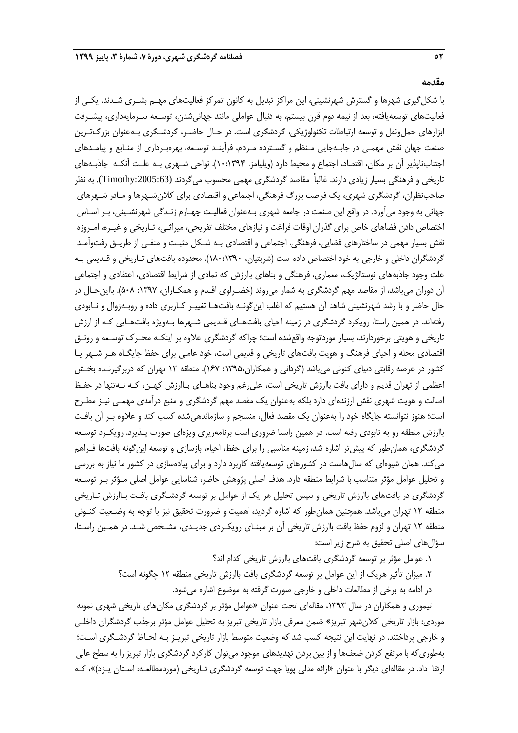## مقدمه

با شکل‌گیری شهرها و گسترش شهرنشینی، این مراکز تبدیل به کانون تمرکز فعالیت‌های مهم بشری شدند. یکی از فعالیت‌های توسعه‌یافته، بعد از نیمه دوم قرن بیستم، به دنبال عواملی مانند جهانی‌شدن، توسعه سرمایه‌داری، پیشرفت ابزارهای حمل‌ونقل و توسعه ارتباطات تکنولوژیکی، گردشگری است. در حال حاضر، گردشگری به‌عنوان بزرگ‌ترین صنعت جهان نقش مهمی در جابه‌جایی منظم و گسترده مردم، فرآیند توسعه، بهره‌برداری از منابع و پیامدهای اجتناب‌ناپذیر آن بر مکان، اقتصاد، اجتماع و محیط دارد (ویلیامز، ۱۳۹۴:۱۰). نواحی شهری به علت آنکه جاذبه‌های تاریخی و فرهنگی بسیار زیادی دارند. غالباً مقاصد گردشگری مهمی محسوب می‌گردند (Timothy:2005:63). به نظر صاحب‌نظران، گردشگری شهری، یک فرصت بزرگ فرهنگی، اجتماعی و اقتصادی برای کلان‌شهرها و مادر شهرهای جهانی به وجود می‌آورد. در واقع این صنعت در جامعه شهری به‌عنوان فعالیت چهارم زندگی شهرنشینی، بر اساس اختصاص دادن فضاهای خاص برای گذران اوقات فراغت و نیازهای مختلف تفریحی، میراثی، تاریخی و غیره، امروزه نقش بسیار مهمی در ساختارهای فضایی، فرهنگی، اجتماعی و اقتصادی به شکل مثبت و منفی از طریق رفت‌وآمد گردشگران داخلی و خارجی به خود اختصاص داده است (شربتیان، ۱۳۹۰:۱۸۰). محدوده بافت‌های تاریخی و قدیمی به علت وجود جاذبه‌های نوستالژیک، معماری، فرهنگی و بناهای باارزش که نمادی از شرایط اقتصادی، اعتقادی و اجتماعی آن دوران می‌باشد، از مقاصد مهم گردشگری به شمار می‌روند (خضرلوی اقدم و همکاران، ۱۳۹۷: ۵۰۸). بااین‌حال در حال حاضر و با رشد شهرنشینی شاهد آن هستیم که اغلب این‌گونه بافت‌ها تغییر کاربری داده و روبه‌زوال و نابودی رفته‌اند. در همین راستا، رویکرد گردشگری در زمینه احیای بافت‌های قدیمی شهرها به‌ویژه بافت‌هایی که از ارزش تاریخی و هویتی برخوردارند، بسیار موردتوجه واقع‌شده است؛ چراکه گردشگری علاوه بر اینکه محرک توسعه و رونق اقتصادی محله و احیای فرهنگ و هویت بافت‌های تاریخی و قدیمی است، خود عاملی برای حفظ جایگاه هر شهر یا کشور در عرصه رقابتی دنیای کنونی می‌باشد (گردانی و همکاران،۱۳۹۵: ۱۶۷). منطقه ۱۲ تهران که دربرگیرنده بخش اعظمی از تهران قدیم و دارای بافت باارزش تاریخی است، علی‌رغم وجود بناهای باارزش کهن، که نه‌تنها در حفظ اصالت و هویت شهری نقش ارزنده‌ای دارد بلکه به‌عنوان یک مقصد مهم گردشگری و منبع درآمدی مهمی نیز مطرح است؛ هنوز نتوانسته جایگاه خود را به‌عنوان یک مقصد فعال، منسجم و سازماندهی‌شده کسب کند و علاوه بر آن بافت باارزش منطقه رو به نابودی رفته است. در همین راستا ضروری است برنامه‌ریزی ویژه‌ای صورت پذیرد. رویکرد توسعه گردشگری، همان‌طور که پیش‌تر اشاره شد، زمینه مناسبی را برای حفظ، احیاء، بازسازی و توسعه این‌گونه بافت‌ها فراهم می‌کند. همان شیوه‌ای که سال‌هاست در کشورهای توسعه‌یافته کاربرد دارد و برای پیاده‌سازی در کشور ما نیاز به بررسی و تحلیل عوامل مؤثر متناسب با شرایط منطقه دارد. هدف اصلی پژوهش حاضر، شناسایی عوامل اصلی مؤثر بر توسعه گردشگری در بافت‌های باارزش تاریخی و سپس تحلیل هر یک از عوامل بر توسعه گردشگری بافت باارزش تاریخی منطقه ۱۲ تهران می‌باشد. همچنین همان‌طور که اشاره گردید، اهمیت و ضرورت تحقیق نیز با توجه به وضعیت کنونی منطقه ۱۲ تهران و لزوم حفظ بافت باارزش تاریخی آن بر مبنای رویکردی جدیدی، مشخص شد. در همین راستا، سؤال‌های اصلی تحقیق به شرح زیر است:

۱. عوامل مؤثر بر توسعه گردشگری بافت‌های باارزش تاریخی کدام اند؟

۲. میزان تأثیر هریک از این عوامل بر توسعه گردشگری بافت باارزش تاریخی منطقه ۱۲ چگونه است؟

در ادامه به برخی از مطالعات داخلی و خارجی صورت گرفته به موضوع اشاره می‌شود.

تیموری و همکاران در سال ۱۳۹۳، مقاله‌ای تحت عنوان «عوامل مؤثر بر گردشگری مکان‌های تاریخی شهری نمونه موردی: بازار تاریخی کلان‌شهر تبریز» ضمن معرفی بازار تاریخی تبریز به تحلیل عوامل مؤثر برجذب گردشگران داخلی و خارجی پرداختند. در نهایت این نتیجه کسب شد که وضعیت متوسط بازار تاریخی تبریز به لحاظ گردشگری است؛ به‌طوری‌که با مرتفع کردن ضعف‌ها و از بین بردن تهدیدهای موجود می‌توان کارکرد گردشگری بازار تبریز را به سطح عالی ارتقا داد. در مقاله‌ای دیگر با عنوان «ارائه مدلی پویا جهت توسعه گردشگری تاریخی (موردمطالعه: استان یزد)»، که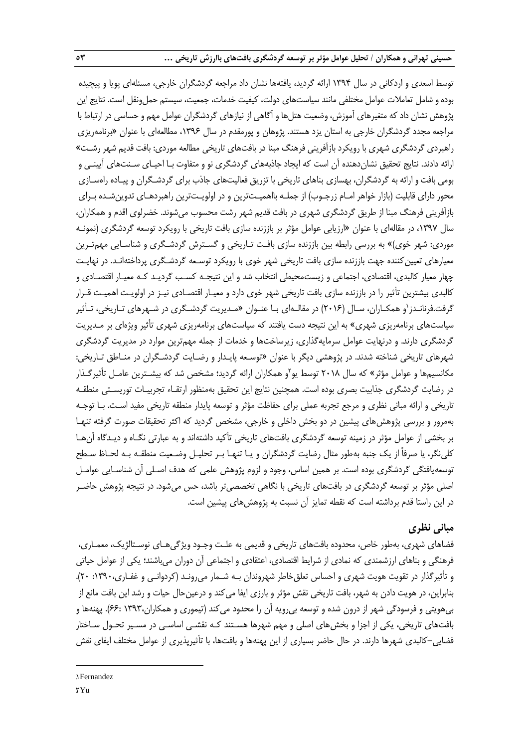توسط اسعدی و اردکانی در سال ۱۳۹۴ ارائه گردید، یافته‌ها نشان داد مراجعه گردشگران خارجی، مسئله‌ای پویا و پیچیده بوده و شامل تعاملات عوامل مختلفی مانند سیاست‌های دولت، کیفیت خدمات، جمعیت، سیستم حمل‌ونقل است. نتایج این پژوهش نشان داد که متغیرهای آموزش، وضعیت هتل‌ها و آگاهی از نیازهای گردشگران عوامل مهم و حساسی در ارتباط با مراجعه مجدد گردشگران خارجی به استان یزد هستند. پژوهان و پورمقدم در سال ۱۳۹۶، مطالعه‌ای با عنوان «برنامه‌ریزی راهبردی گردشگری شهری با رویکرد بازآفرینی فرهنگ مبنا در بافت‌های تاریخی مطالعه موردی: بافت قدیم شهر رشت» ارائه دادند. نتایج تحقیق نشان‌دهنده آن است که ایجاد جاذبه‌های گردشگری نو و متفاوت با احیای سنت‌های آیینی و بومی بافت و ارائه به گردشگران، بهسازی بناهای تاریخی با تزریق فعالیت‌های جاذب برای گردشگران و پیاده راه‌سازی محور دارای قابلیت (بازار خواهر امام زرجوب) از جمله بااهمیت‌ترین و در اولویت‌ترین راهبردهای تدوین‌شده برای بازآفرینی فرهنگ مبنا از طریق گردشگری شهری در بافت قدیم شهر رشت محسوب می‌شوند. خضرلوی اقدم و همکاران، سال ۱۳۹۷، در مقاله‌ای با عنوان «ارزیابی عوامل مؤثر بر باززنده سازی بافت تاریخی با رویکرد توسعه گردشگری (نمونه موردی: شهر خوی)» به بررسی رابطه بین باززنده سازی بافت تاریخی و گسترش گردشگری و شناسایی مهم‌ترین معیارهای تعیین‌کننده جهت باززنده سازی بافت تاریخی شهر خوی با رویکرد توسعه گردشگری پرداخته‌اند. در نهایت چهار معیار کالبدی، اقتصادی، اجتماعی و زیست‌محیطی انتخاب شد و این نتیجه کسب گردید که معیار اقتصادی و کالبدی بیشترین تأثیر را در باززنده سازی بافت تاریخی شهر خوی دارد و معیار اقتصادی نیز در اولویت اهمیت قرار گرفت.فرنانـدز[1]و همکاران، سال (۲۰۱۶) در مقاله‌ای با عنوان «مدیریت گردشگری در شهرهای تاریخی، تأثیر سیاست‌های برنامه‌ریزی شهری» به این نتیجه دست یافتند که سیاست‌های برنامه‌ریزی شهری تأثیر ویژه‌ای بر مدیریت گردشگری دارند. و درنهایت عوامل سرمایه‌گذاری، زیرساخت‌ها و خدمات از جمله مهم‌ترین موارد در مدیریت گردشگری شهرهای تاریخی شناخته شدند. در پژوهشی دیگر با عنوان «توسعه پایدار و رضایت گردشگران در مناطق تاریخی: مکانیسم‌ها و عوامل مؤثر» که سال ۲۰۱۸ توسط یو[2]و همکاران ارائه گردید؛ مشخص شد که بیشترین عامل تأثیرگذار در رضایت گردشگری جذابیت بصری بوده است. همچنین نتایج این تحقیق به‌منظور ارتقاء تجربیات توریستی منطقه تاریخی و ارائه مبانی نظری و مرجع تجربه عملی برای حفاظت مؤثر و توسعه پایدار منطقه تاریخی مفید است. با توجه به‌مرور و بررسی پژوهش‌های پیشین در دو بخش داخلی و خارجی، مشخص گردید که اکثر تحقیقات صورت گرفته تنها بر بخشی از عوامل مؤثر در زمینه توسعه گردشگری بافت‌های تاریخی تأکید داشته‌اند و به عبارتی نگاه و دیدگاه آن‌ها کلی‌نگر، یا صرفاً از یک جنبه به‌طور مثال رضایت گردشگران و یا تنها بر تحلیل وضعیت منطقه به لحاظ سطح توسعه‌یافتگی گردشگری بوده است. بر همین اساس، وجود و لزوم پژوهش علمی که هدف اصلی آن شناسایی عوامل اصلی مؤثر بر توسعه گردشگری در بافت‌های تاریخی با نگاهی تخصصی‌تر باشد، حس می‌شود. در نتیجه پژوهش حاضر در این راستا قدم برداشته است که نقطه تمایز آن نسبت به پژوهش‌های پیشین است.

## مبانی نظری

فضاهای شهری، به‌طور خاص، محدوده بافت‌های تاریخی و قدیمی به علت وجود ویژگی‌های نوستالژیک، معماری، فرهنگی و بناهای ارزشمندی که نمادی از شرایط اقتصادی، اعتقادی و اجتماعی آن دوران می‌باشند؛ یکی از عوامل حیاتی و تأثیرگذار در تقویت هویت شهری و احساس تعلق‌خاطر شهروندان به شمار می‌روند (کردوانی و غفاری،۱۳۹۰: ۲۰). بنابراین، در هویت دادن به شهر، بافت تاریخی نقش مؤثر و بارزی ایفا می‌کند و درعین‌حال حیات و رشد این بافت مانع از بی‌هویتی و فرسودگی شهر از درون شده و توسعه بی‌رویه آن را محدود می‌کند (تیموری و همکاران،۱۳۹۳ :۶۶). پهنه‌ها و بافت‌های تاریخی، یکی از اجزا و بخش‌های اصلی و مهم شهرها هستند که نقشی اساسی در مسیر تحول ساختار فضایی–کالبدی شهرها دارند. در حال حاضر بسیاری از این پهنه‌ها و بافت‌ها، با تأثیرپذیری از عوامل مختلف ایفای نقش

---

[1] Fernandez

[2] Yu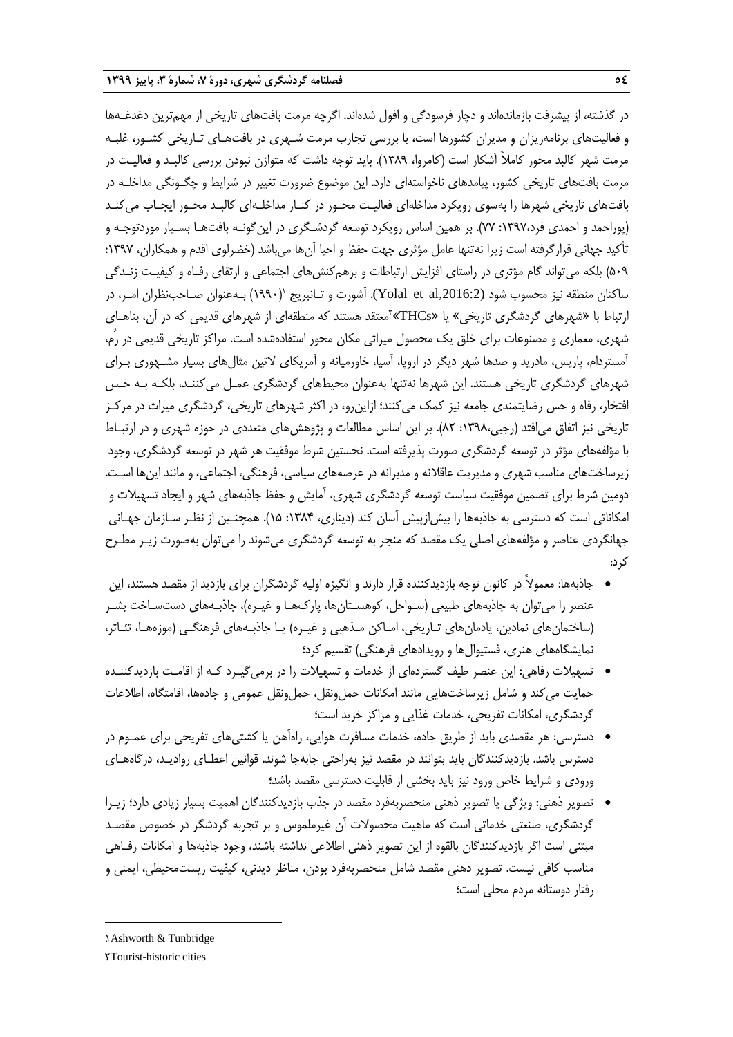در گذشته، از پیشرفت بازمانده‌اند و دچار فرسودگی و افول شده‌اند. اگرچه مرمت بافت‌های تاریخی از مهم‌ترین دغدغه‌ها و فعالیت‌های برنامه‌ریزان و مدیران کشورها است، با بررسی تجارب مرمت شهری در بافت‌های تاریخی کشور، غلبه مرمت شهر کالبد محور کاملاً آشکار است (کامروا، ۱۳۸۹). باید توجه داشت که متوازن نبودن بررسی کالبد و فعالیت در مرمت بافت‌های تاریخی کشور، پیامدهای ناخواسته‌ای دارد. این موضوع ضرورت تغییر در شرایط و چگونگی مداخله در بافت‌های تاریخی شهرها را به‌سوی رویکرد مداخله‌ای فعالیت محور در کنار مداخله‌ای کالبد محور ایجاب می‌کند (پوراحمد و احمدی فرد،۱۳۹۷: ۷۷). بر همین اساس رویکرد توسعه گردشگری در این‌گونه بافت‌ها بسیار موردتوجه و تأکید جهانی قرارگرفته است زیرا نه‌تنها عامل مؤثری جهت حفظ و احیا آن‌ها می‌باشد (خضرلوی اقدم و همکاران، ۱۳۹۷: ۵۰۹) بلکه می‌تواند گام مؤثری در راستای افزایش ارتباطات و برهم‌کنش‌های اجتماعی و ارتقای رفاه و کیفیت زندگی ساکنان منطقه نیز محسوب شود (Yolal et al,2016:2). آشورت و تانبریج[1] (۱۹۹۰) به‌عنوان صاحب‌نظران امر، در ارتباط با «شهرهای گردشگری تاریخی» یا «THCs»[2]معتقد هستند که منطقه‌ای از شهرهای قدیمی که در آن، بناهای شهری، معماری و مصنوعات برای خلق یک محصول میراثی مکان محور استفاده‌شده است. مراکز تاریخی قدیمی در رُم، آمستردام، پاریس، مادرید و صدها شهر دیگر در اروپا، آسیا، خاورمیانه و آمریکای لاتین مثال‌های بسیار مشهوری برای شهرهای گردشگری تاریخی هستند. این شهرها نه‌تنها به‌عنوان محیط‌های گردشگری عمل می‌کنند، بلکه به حس افتخار، رفاه و حس رضایتمندی جامعه نیز کمک می‌کنند؛ ازاین‌رو، در اکثر شهرهای تاریخی، گردشگری میراث در مرکز تاریخی نیز اتفاق می‌افتد (رجبی،۱۳۹۸: ۸۲). بر این اساس مطالعات و پژوهش‌های متعددی در حوزه شهری و در ارتباط با مؤلفه‌های مؤثر در توسعه گردشگری صورت پذیرفته است. نخستین شرط موفقیت هر شهر در توسعه گردشگری، وجود زیرساخت‌های مناسب شهری و مدیریت عاقلانه و مدبرانه در عرصه‌های سیاسی، فرهنگی، اجتماعی، و مانند این‌ها است. دومین شرط برای تضمین موفقیت سیاست توسعه گردشگری شهری، آمایش و حفظ جاذبه‌های شهر و ایجاد تسهیلات و امکاناتی است که دسترسی به جاذبه‌ها را بیش‌ازپیش آسان کند (دیناری، ۱۳۸۴: ۱۵). همچنین از نظر سازمان جهانی جهانگردی عناصر و مؤلفه‌های اصلی یک مقصد که منجر به توسعه گردشگری می‌شوند را می‌توان به‌صورت زیر مطرح کرد:

- جاذبه‌ها: معمولاً در کانون توجه بازدیدکننده قرار دارند و انگیزه اولیه گردشگران برای بازدید از مقصد هستند، این عنصر را می‌توان به جاذبه‌های طبیعی (سواحل، کوهستان‌ها، پارک‌ها و غیره)، جاذبه‌های دست‌ساخت بشر (ساختمان‌های نمادین، یادمان‌های تاریخی، اماکن مذهبی و غیره) یا جاذبه‌های فرهنگی (موزه‌ها، تئاتر، نمایشگاه‌های هنری، فستیوال‌ها و رویدادهای فرهنگی) تقسیم کرد؛
- تسهیلات رفاهی: این عنصر طیف گسترده‌ای از خدمات و تسهیلات را در برمی‌گیرد که از اقامت بازدیدکننده حمایت می‌کند و شامل زیرساخت‌هایی مانند امکانات حمل‌ونقل، حمل‌ونقل عمومی و جاده‌ها، اقامتگاه، اطلاعات گردشگری، امکانات تفریحی، خدمات غذایی و مراکز خرید است؛
- دسترسی: هر مقصدی باید از طریق جاده، خدمات مسافرت هوایی، راه‌آهن یا کشتی‌های تفریحی برای عموم در دسترس باشد. بازدیدکنندگان باید بتوانند در مقصد نیز به‌راحتی جابه‌جا شوند. قوانین اعطای روادید، درگاه‌های ورودی و شرایط خاص ورود نیز باید بخشی از قابلیت دسترسی مقصد باشد؛
- تصویر ذهنی: ویژگی یا تصویر ذهنی منحصربه‌فرد مقصد در جذب بازدیدکنندگان اهمیت بسیار زیادی دارد؛ زیرا گردشگری، صنعتی خدماتی است که ماهیت محصولات آن غیرملموس و بر تجربه گردشگر در خصوص مقصد مبتنی است اگر بازدیدکنندگان بالقوه از این تصویر ذهنی اطلاعی نداشته باشند، وجود جاذبه‌ها و امکانات رفاهی مناسب کافی نیست. تصویر ذهنی مقصد شامل منحصربه‌فرد بودن، مناظر دیدنی، کیفیت زیست‌محیطی، ایمنی و رفتار دوستانه مردم محلی است؛

---

[1] Ashworth & Tunbridge

[2] Tourist-historic cities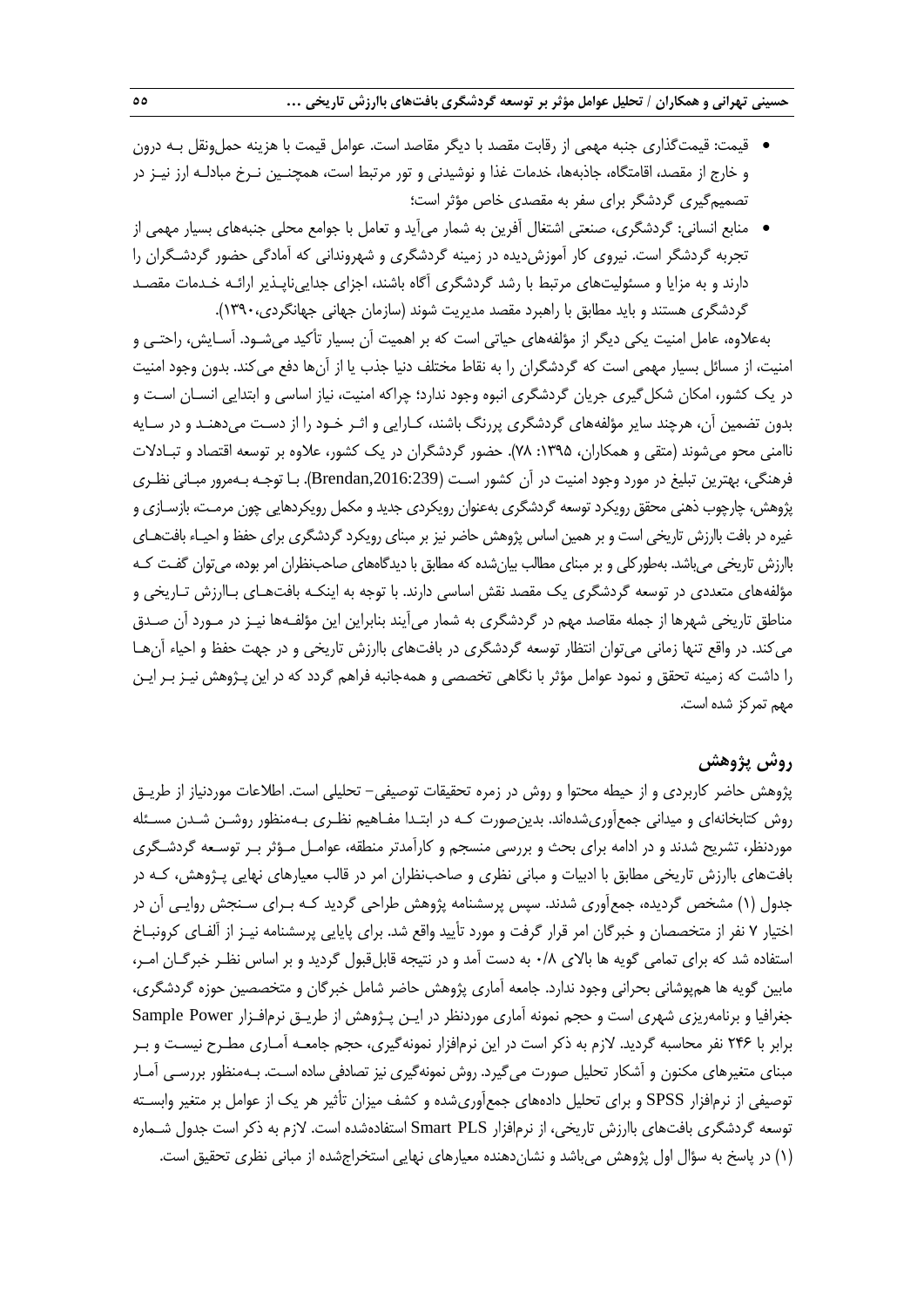- قیمت: قیمت‌گذاری جنبه مهمی از رقابت مقصد با دیگر مقاصد است. عوامل قیمت با هزینه حمل‌ونقل بـه درون و خارج از مقصد، اقامتگاه، جاذبه‌ها، خدمات غذا و نوشیدنی و تور مرتبط است، همچنـین نـرخ مبادلـه ارز نیـز در تصمیم‌گیری گردشگر برای سفر به مقصدی خاص مؤثر است؛
- منابع انسانی: گردشگری، صنعتی اشتغال آفرین به شمار می‌آید و تعامل با جوامع محلی جنبه‌های بسیار مهمی از تجربه گردشگر است. نیروی کار آموزش‌دیده در زمینه گردشگری و شهروندانی که آمادگی حضور گردشـگران را دارند و به مزایا و مسئولیت‌های مرتبط با رشد گردشگری آگاه باشند، اجزای جدایی‌ناپـذیر ارائـه خـدمات مقصـد گردشگری هستند و باید مطابق با راهبرد مقصد مدیریت شوند (سازمان جهانی جهانگردی،۱۳۹۰).

به‌علاوه، عامل امنیت یکی دیگر از مؤلفه‌های حیاتی است که بر اهمیت آن بسیار تأکید می‌شـود. آسـایش، راحتـی و امنیت، از مسائل بسیار مهمی است که گردشگران را به نقاط مختلف دنیا جذب یا از آن‌ها دفع می‌کند. بدون وجود امنیت در یک کشور، امکان شکل‌گیری جریان گردشگری انبوه وجود ندارد؛ چراکه امنیت، نیاز اساسی و ابتدایی انسـان اسـت و بدون تضمین آن، هرچند سایر مؤلفه‌های گردشگری پررنگ باشند، کـارایی و اثـر خـود را از دسـت می‌دهنـد و در سـایه ناامنی محو می‌شوند (متقی و همکاران، ۱۳۹۵: ۷۸). حضور گردشگران در یک کشور، علاوه بر توسعه اقتصاد و تبـادلات فرهنگی، بهترین تبلیغ در مورد وجود امنیت در آن کشور اسـت (Brendan,2016:239). بـا توجـه بـه‌مرور مبـانی نظـری پژوهش، چارچوب ذهنی محقق رویکرد توسعه گردشگری به‌عنوان رویکردی جدید و مکمل رویکردهایی چون مرمـت، بازسـازی و غیره در بافت باارزش تاریخی است و بر همین اساس پژوهش حاضر نیز بر مبنای رویکرد گردشگری برای حفظ و احیـاء بافت‌هـای باارزش تاریخی می‌باشد. به‌طورکلی و بر مبنای مطالب بیان‌شده که مطابق با دیدگاه‌های صاحب‌نظران امر بوده، می‌توان گفـت کـه مؤلفه‌های متعددی در توسعه گردشگری یک مقصد نقش اساسی دارند. با توجه به اینکـه بافت‌هـای بـاارزش تـاریخی و مناطق تاریخی شهرها از جمله مقاصد مهم در گردشگری به شمار می‌آیند بنابراین این مؤلفـه‌ها نیـز در مـورد آن صـدق می‌کند. در واقع تنها زمانی می‌توان انتظار توسعه گردشگری در بافت‌های باارزش تاریخی و در جهت حفظ و احیاء آن‌هـا را داشت که زمینه تحقق و نمود عوامل مؤثر با نگاهی تخصصی و همه‌جانبه فراهم گردد که در این پـژوهش نیـز بـر ایـن مهم تمرکز شده است.

## روش پژوهش

پژوهش حاضر کاربردی و از حیطه محتوا و روش در زمره تحقیقات توصیفی- تحلیلی است. اطلاعات موردنیاز از طریـق روش کتابخانه‌ای و میدانی جمع‌آوری‌شده‌اند. بدین‌صورت کـه در ابتـدا مفـاهیم نظـری بـه‌منظور روشـن شـدن مسـئله موردنظر، تشریح شدند و در ادامه برای بحث و بررسی منسجم و کارآمدتر منطقه، عوامـل مـؤثر بـر توسـعه گردشـگری بافت‌های باارزش تاریخی مطابق با ادبیات و مبانی نظری و صاحب‌نظران امر در قالب معیارهای نهایی پـژوهش، کـه در جدول (۱) مشخص گردیده، جمع‌آوری شدند. سپس پرسشنامه پژوهش طراحی گردید کـه بـرای سـنجش روایـی آن در اختیار ۷ نفر از متخصصان و خبرگان امر قرار گرفت و مورد تأیید واقع شد. برای پایایی پرسشنامه نیـز از آلفـای کرونبـاخ استفاده شد که برای تمامی گویه ها بالای ۰/۸ به دست آمد و در نتیجه قابل‌قبول گردید و بر اساس نظـر خبرگـان امـر، مابین گویه ها هم‌پوشانی بحرانی وجود ندارد. جامعه آماری پژوهش حاضر شامل خبرگان و متخصصین حوزه گردشگری، جغرافیا و برنامه‌ریزی شهری است و حجم نمونه آماری موردنظر در ایـن پـژوهش از طریـق نرم‌افـزار Sample Power برابر با ۲۴۶ نفر محاسبه گردید. لازم به ذکر است در این نرم‌افزار نمونه‌گیری، حجم جامعـه آمـاری مطـرح نیسـت و بـر مبنای متغیرهای مکنون و آشکار تحلیل صورت می‌گیرد. روش نمونه‌گیری نیز تصادفی ساده اسـت. بـه‌منظور بررسـی آمـار توصیفی از نرم‌افزار SPSS و برای تحلیل داده‌های جمع‌آوری‌شده و کشف میزان تأثیر هر یک از عوامل بر متغیر وابسـته توسعه گردشگری بافت‌های باارزش تاریخی، از نرم‌افزار Smart PLS استفاده‌شده است. لازم به ذکر است جدول شـماره (۱) در پاسخ به سؤال اول پژوهش می‌باشد و نشان‌دهنده معیارهای نهایی استخراج‌شده از مبانی نظری تحقیق است.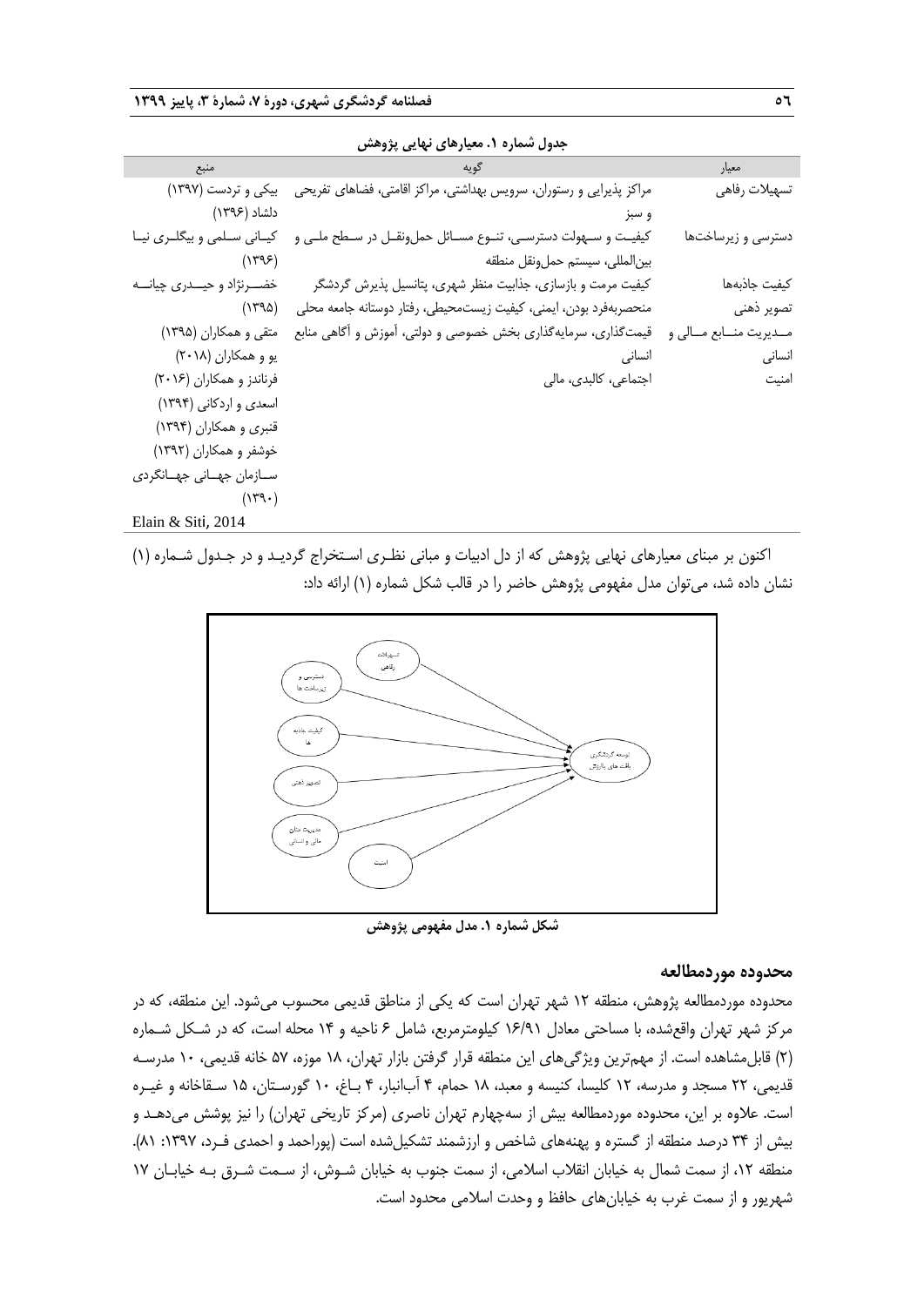**جدول شماره ۱. معیارهای نهایی پژوهش**

| معیار | گویه | منبع |
|---|---|---|
| تسهیلات رفاهی | مراکز پذیرایی و رستوران، سرویس بهداشتی، مراکز اقامتی، فضاهای تفریحی و سبز | بیکی و تردست (۱۳۹۷)<br>دلشاد (۱۳۹۶) |
| دسترسی و زیرساخت‌ها | کیفیت و سهولت دسترسی، تنوع مسائل حمل‌ونقل در سطح ملی و بین‌المللی، سیستم حمل‌ونقل منطقه | کیانی سلمی و بیگلری نیا (۱۳۹۶) |
| کیفیت جاذبه‌ها | کیفیت مرمت و بازسازی، جذابیت منظر شهری، پتانسیل پذیرش گردشگر | خضرنژاد و حیدری چیانه (۱۳۹۵) |
| تصویر ذهنی | منحصربه‌فرد بودن، ایمنی، کیفیت زیست‌محیطی، رفتار دوستانه جامعه محلی | |
| مدیریت منابع مالی و انسانی | قیمت‌گذاری، سرمایه‌گذاری بخش خصوصی و دولتی، آموزش و آگاهی منابع انسانی | متقی و همکاران (۱۳۹۵)<br>یو و همکاران (۲۰۱۸) |
| امنیت | اجتماعی، کالبدی، مالی | فرناندز و همکاران (۲۰۱۶)<br>اسعدی و اردکانی (۱۳۹۴)<br>قنبری و همکاران (۱۳۹۴)<br>خوشفر و همکاران (۱۳۹۲)<br>سازمان جهانی جهانگردی (۱۳۹۰)<br>Elain & Siti, 2014 |

اکنون بر مبنای معیارهای نهایی پژوهش که از دل ادبیات و مبانی نظری استخراج گردید و در جدول شماره (۱) نشان داده شد، می‌توان مدل مفهومی پژوهش حاضر را در قالب شکل شماره (۱) ارائه داد:

**شکل شماره ۱. مدل مفهومی پژوهش**

## محدوده موردمطالعه

محدوده موردمطالعه پژوهش، منطقه ۱۲ شهر تهران است که یکی از مناطق قدیمی محسوب می‌شود. این منطقه، که در مرکز شهر تهران واقع‌شده، با مساحتی معادل ۱۶/۹۱ کیلومترمربع، شامل ۶ ناحیه و ۱۴ محله است، که در شکل شماره (۲) قابل‌مشاهده است. از مهم‌ترین ویژگی‌های این منطقه قرار گرفتن بازار تهران، ۱۸ موزه، ۵۷ خانه قدیمی، ۱۰ مدرسه قدیمی، ۲۲ مسجد و مدرسه، ۱۲ کلیسا، کنیسه و معبد، ۱۸ حمام، ۴ آب‌انبار، ۴ باغ، ۱۰ گورستان، ۱۵ سقاخانه و غیره است. علاوه بر این، محدوده موردمطالعه بیش از سه‌چهارم تهران ناصری (مرکز تاریخی تهران) را نیز پوشش می‌دهد و بیش از ۳۴ درصد منطقه از گستره و پهنه‌های شاخص و ارزشمند تشکیل‌شده است (پوراحمد و احمدی فرد، ۱۳۹۷: ۸۱). منطقه ۱۲، از سمت شمال به خیابان انقلاب اسلامی، از سمت جنوب به خیابان شوش، از سمت شرق به خیابان ۱۷ شهریور و از سمت غرب به خیابان‌های حافظ و وحدت اسلامی محدود است.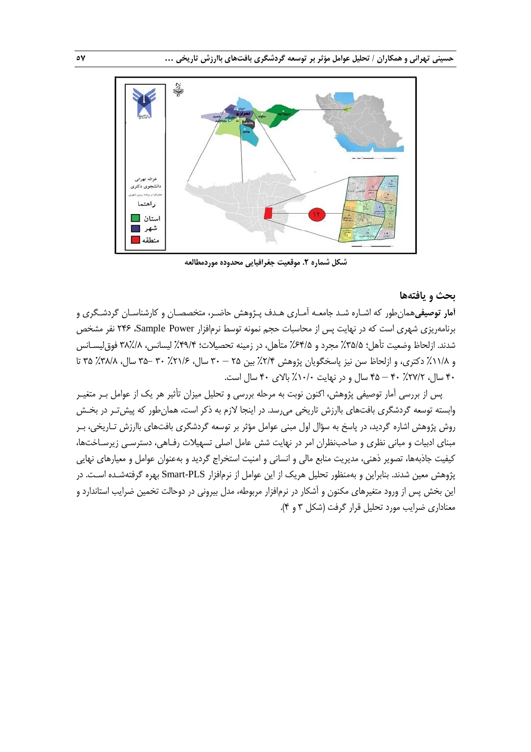خزاله تهرانی
دانشجوی دکتری
جغرافیا و برنامه ریزی شهری
راهنما
استان
شهر
منطقه

۱۲

**شکل شماره ۲. موقعیت جغرافیایی محدوده موردمطالعه**

## بحث و یافته‌ها

**آمار توصیفی** همان‌طور که اشاره شد جامعه آماری هدف پژوهش حاضر، متخصصان و کارشناسان گردشگری و برنامه‌ریزی شهری است که در نهایت پس از محاسبات حجم نمونه توسط نرم‌افزار Sample Power، ۲۴۶ نفر مشخص شدند. ازلحاظ وضعیت تأهل؛ ۳۵/۵٪ مجرد و ۶۴/۵٪ متأهل، در زمینه تحصیلات؛ ۴۹/۴٪ لیسانس، ۳۸/۸٪ فوق‌لیسانس و ۱۱/۸٪ دکتری، و ازلحاظ سن نیز پاسخگویان پژوهش ۲/۴٪ بین ۲۵ – ۳۰ سال، ۲۱/۶٪ ۳۰ –۳۵ سال، ۳۸/۸٪ ۳۵ تا ۴۰ سال، ۲۷/۲٪ ۴۰ – ۴۵ سال و در نهایت ۱۰/۰٪ بالای ۴۰ سال است.

پس از بررسی آمار توصیفی پژوهش، اکنون نوبت به مرحله بررسی و تحلیل میزان تأثیر هر یک از عوامل بر متغیر وابسته توسعه گردشگری بافت‌های باارزش تاریخی می‌رسد. در اینجا لازم به ذکر است، همان‌طور که پیش‌تر در بخش روش پژوهش اشاره گردید، در پاسخ به سؤال اول مبنی عوامل مؤثر بر توسعه گردشگری بافت‌های باارزش تاریخی، بر مبنای ادبیات و مبانی نظری و صاحب‌نظران امر در نهایت شش عامل اصلی تسهیلات رفاهی، دسترسی زیرساخت‌ها، کیفیت جاذبه‌ها، تصویر ذهنی، مدیریت منابع مالی و انسانی و امنیت استخراج گردید و به‌عنوان عوامل و معیارهای نهایی پژوهش معین شدند. بنابراین و به‌منظور تحلیل هریک از این عوامل از نرم‌افزار Smart-PLS بهره گرفته‌شده است. در این بخش پس از ورود متغیرهای مکنون و آشکار در نرم‌افزار مربوطه، مدل بیرونی در دوحالت تخمین ضرایب استاندارد و معناداری ضرایب مورد تحلیل قرار گرفت (شکل ۳ و ۴).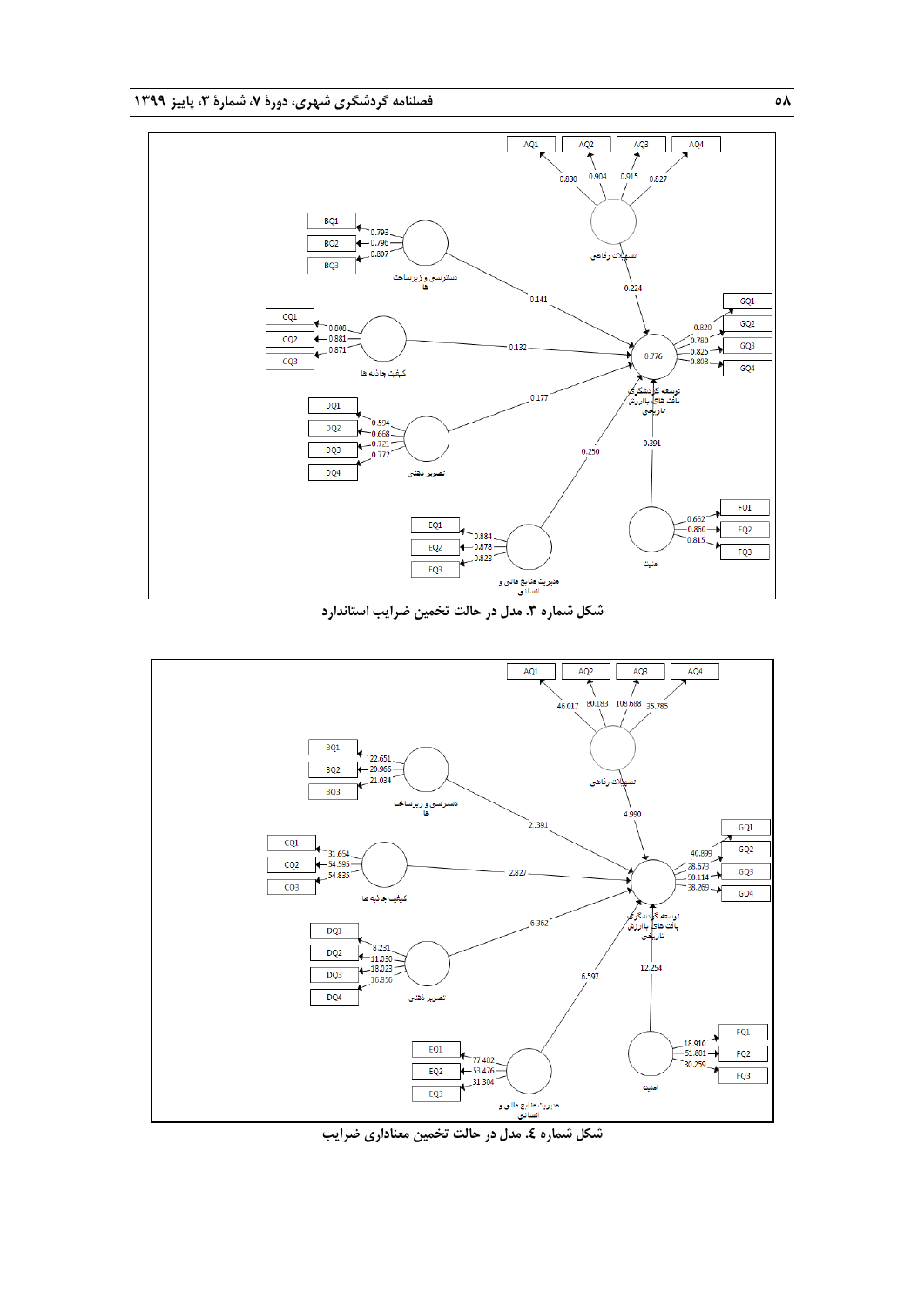AQ1
AQ2
AQ3
AQ4
0.830
0.904
0.915
0.827
تسهیلات رفاهی
BQ1
BQ2
BQ3
0.793
0.796
0.807
دسترسی و زیرساخت ها
0.141
0.224
CQ1
CQ2
CQ3
0.808
0.881
0.871
کیفیت جاذبه ها
0.132
0.776
GQ1
GQ2
GQ3
GQ4
0.820
0.780
0.825
0.808
توسعه گردشگری بافت های باارزش تاریخی
DQ1
DQ2
DQ3
DQ4
0.594
0.668
0.721
0.772
تصویر ذهنی
0.177
0.250
0.391
EQ1
EQ2
EQ3
0.884
0.878
0.823
مدیریت منابع مالی و انسانی
FQ1
FQ2
FQ3
0.662
0.860
0.815
امنیت

شکل شماره ۳. مدل در حالت تخمین ضرایب استاندارد

AQ1
AQ2
AQ3
AQ4
46.017
80.183
108.688
35.785
تسهیلات رفاهی
BQ1
BQ2
BQ3
22.651
20.966
21.034
دسترسی و زیرساخت ها
2.391
4.990
CQ1
CQ2
CQ3
31.654
54.595
54.835
کیفیت جاذبه ها
2.827
GQ1
GQ2
GQ3
GQ4
40.899
28.673
50.114
38.269
توسعه گردشگری بافت های باارزش تاریخی
DQ1
DQ2
DQ3
DQ4
8.231
11.030
18.023
16.856
تصویر ذهنی
6.362
6.597
12.254
EQ1
EQ2
EQ3
77.482
53.476
31.304
مدیریت منابع مالی و انسانی
FQ1
FQ2
FQ3
18.910
51.801
30.259
امنیت

شکل شماره ٤. مدل در حالت تخمین معناداری ضرایب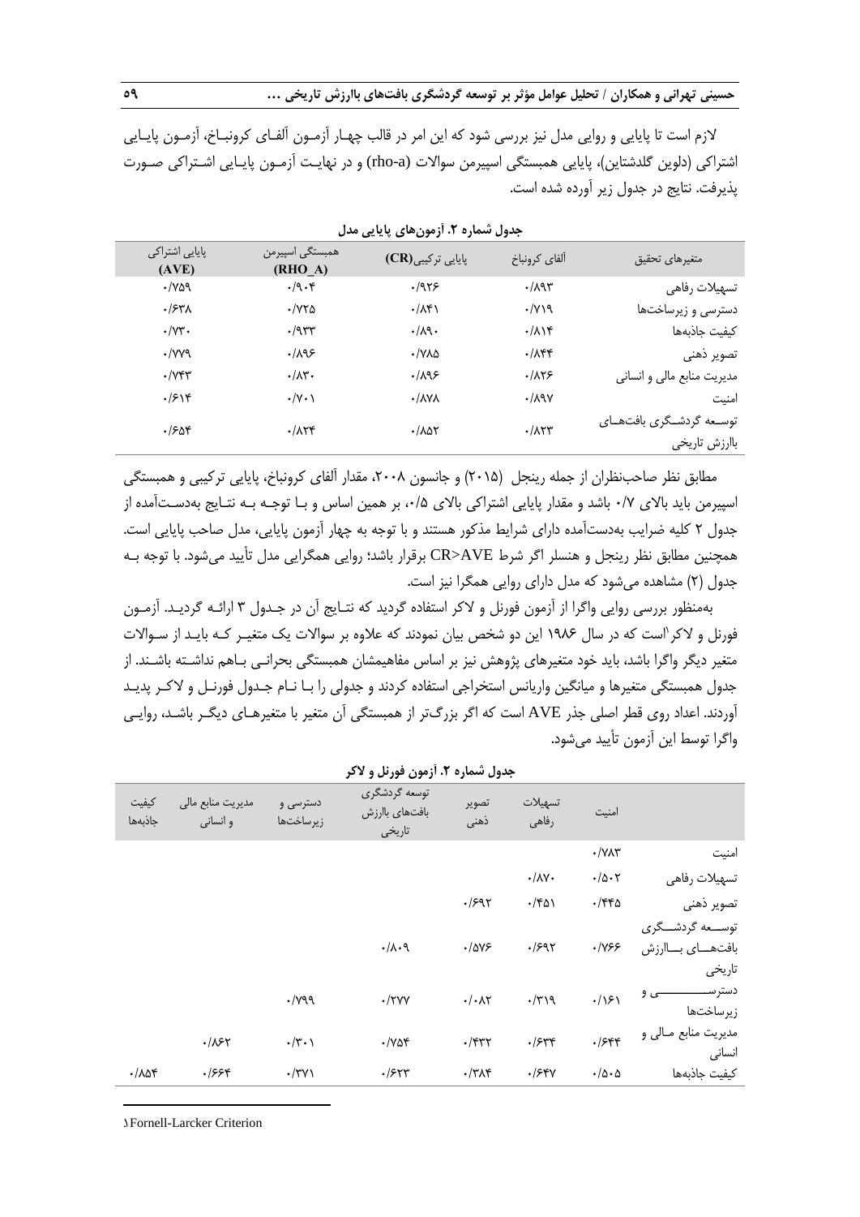لازم است تا پایایی و روایی مدل نیز بررسی شود که این امر در قالب چهار آزمون آلفای کرونباخ، آزمون پایایی اشتراکی (دلوین گلدشتاین)، پایایی همبستگی اسپیرمن سوالات (rho-a) و در نهایت آزمون پایایی اشتراکی صورت پذیرفت. نتایج در جدول زیر آورده شده است.

**جدول شماره ۲. آزمون‌های پایایی مدل**

| متغیرهای تحقیق | آلفای کرونباخ | پایایی ترکیبی(CR) | همبستگی اسپیرمن (RHO_A) | پایایی اشتراکی (AVE) |
|---|---|---|---|---|
| تسهیلات رفاهی | ۰/۸۹۳ | ۰/۹۲۶ | ۰/۹۰۴ | ۰/۷۵۹ |
| دسترسی و زیرساخت‌ها | ۰/۷۱۹ | ۰/۸۴۱ | ۰/۷۲۵ | ۰/۶۳۸ |
| کیفیت جاذبه‌ها | ۰/۸۱۴ | ۰/۸۹۰ | ۰/۹۳۳ | ۰/۷۳۰ |
| تصویر ذهنی | ۰/۸۴۴ | ۰/۷۸۵ | ۰/۸۹۶ | ۰/۷۷۹ |
| مدیریت منابع مالی و انسانی | ۰/۸۲۶ | ۰/۸۹۶ | ۰/۸۳۰ | ۰/۷۴۳ |
| امنیت | ۰/۸۹۷ | ۰/۸۷۸ | ۰/۷۰۱ | ۰/۶۱۴ |
| توسعه گردشگری بافت‌های باارزش تاریخی | ۰/۸۲۳ | ۰/۸۵۲ | ۰/۸۲۴ | ۰/۶۵۴ |

مطابق نظر صاحب‌نظران از جمله رینجل (۲۰۱۵) و جانسون ۲۰۰۸، مقدار آلفای کرونباخ، پایایی ترکیبی و همبستگی اسپیرمن باید بالای ۰/۷ باشد و مقدار پایایی اشتراکی بالای ۰/۵، بر همین اساس و با توجه به نتایج به‌دست‌آمده از جدول ۲ کلیه ضرایب به‌دست‌آمده دارای شرایط مذکور هستند و با توجه به چهار آزمون پایایی، مدل صاحب پایایی است. همچنین مطابق نظر رینجل و هنسلر اگر شرط CR>AVE برقرار باشد؛ روایی همگرایی مدل تأیید می‌شود. با توجه به جدول (۲) مشاهده می‌شود که مدل دارای روایی همگرا نیز است.

به‌منظور بررسی روایی واگرا از آزمون فورنل و لاکر استفاده گردید که نتایج آن در جدول ۳ ارائه گردید. آزمون فورنل و لاکر[1] است که در سال ۱۹۸۶ این دو شخص بیان نمودند که علاوه بر سوالات یک متغیر که باید از سوالات متغیر دیگر واگرا باشد، باید خود متغیرهای پژوهش نیز بر اساس مفاهیمشان همبستگی بحرانی باهم نداشته باشند. از جدول همبستگی متغیرها و میانگین واریانس استخراجی استفاده کردند و جدولی را با نام جدول فورنل و لاکر پدید آوردند. اعداد روی قطر اصلی جذر AVE است که اگر بزرگ‌تر از همبستگی آن متغیر با متغیرهای دیگر باشد، روایی واگرا توسط این آزمون تأیید می‌شود.

**جدول شماره ۲. آزمون فورنل و لاکر**

| | امنیت | تسهیلات رفاهی | تصویر ذهنی | توسعه گردشگری بافت‌های باارزش تاریخی | دسترسی و زیرساخت‌ها | مدیریت منابع مالی و انسانی | کیفیت جاذبه‌ها |
|---|---|---|---|---|---|---|---|
| امنیت | ۰/۷۸۳ | | | | | | |
| تسهیلات رفاهی | ۰/۵۰۲ | ۰/۸۷۰ | | | | | |
| تصویر ذهنی | ۰/۴۴۵ | ۰/۴۵۱ | ۰/۶۹۲ | | | | |
| توسعه گردشگری بافت‌های باارزش تاریخی | ۰/۷۶۶ | ۰/۶۹۲ | ۰/۵۷۶ | ۰/۸۰۹ | | | |
| دسترسی و زیرساخت‌ها | ۰/۱۶۱ | ۰/۳۱۹ | ۰/۰۸۲ | ۰/۲۷۷ | ۰/۷۹۹ | | |
| مدیریت منابع مالی و انسانی | ۰/۶۴۴ | ۰/۶۳۴ | ۰/۴۳۲ | ۰/۷۵۴ | ۰/۳۰۱ | ۰/۸۶۲ | |
| کیفیت جاذبه‌ها | ۰/۵۰۵ | ۰/۶۴۷ | ۰/۳۸۴ | ۰/۶۲۳ | ۰/۳۷۱ | ۰/۶۶۴ | ۰/۸۵۴ |

[1] Fornell-Larcker Criterion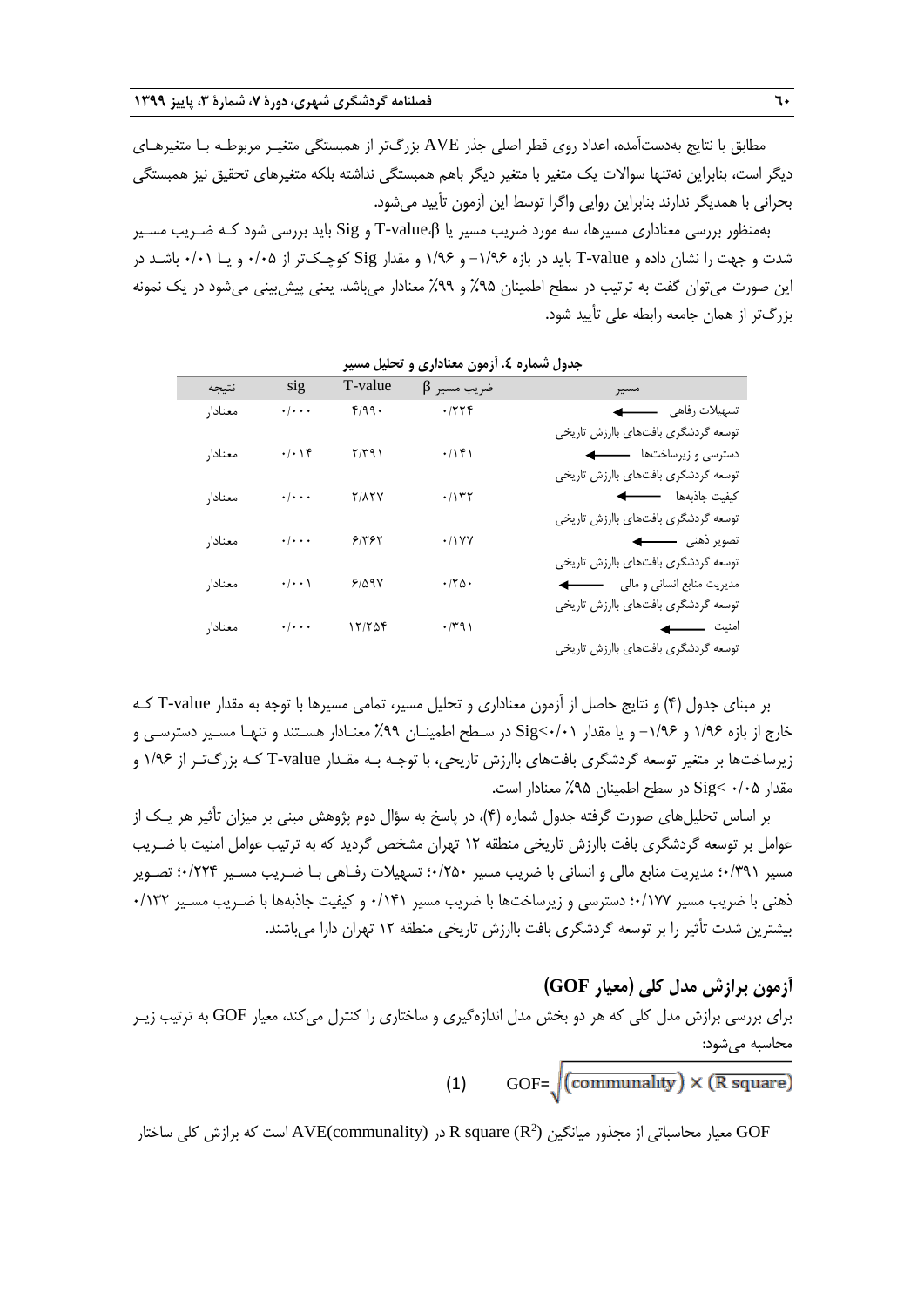مطابق با نتایج به‌دست‌آمده، اعداد روی قطر اصلی جذر AVE بزرگ‌تر از همبستگی متغیر مربوطه با متغیرهای دیگر است، بنابراین نه‌تنها سوالات یک متغیر با متغیر دیگر باهم همبستگی نداشته بلکه متغیرهای تحقیق نیز همبستگی بحرانی با همدیگر ندارند بنابراین روایی واگرا توسط این آزمون تأیید می‌شود.

به‌منظور بررسی معناداری مسیرها، سه مورد ضریب مسیر یا β، T-value و Sig باید بررسی شود که ضریب مسیر شدت و جهت را نشان داده و T-value باید در بازه ۱/۹۶- و ۱/۹۶ و مقدار Sig کوچک‌تر از ۰/۰۵ و یا ۰/۰۱ باشد در این صورت می‌توان گفت به ترتیب در سطح اطمینان ۹۵٪ و ۹۹٪ معنادار می‌باشد. یعنی پیش‌بینی می‌شود در یک نمونه بزرگ‌تر از همان جامعه رابطه علی تأیید شود.

**جدول شماره ٤. آزمون معناداری و تحلیل مسیر**

| مسیر | ضریب مسیر β | T-value | sig | نتیجه |
|---|---|---|---|---|
| تسهیلات رفاهی ← توسعه گردشگری بافت‌های باارزش تاریخی | ۰/۲۲۴ | ۴/۹۹۰ | ۰/۰۰۰ | معنادار |
| دسترسی و زیرساخت‌ها ← توسعه گردشگری بافت‌های باارزش تاریخی | ۰/۱۴۱ | ۲/۳۹۱ | ۰/۰۱۴ | معنادار |
| کیفیت جاذبه‌ها ← توسعه گردشگری بافت‌های باارزش تاریخی | ۰/۱۳۲ | ۲/۸۲۷ | ۰/۰۰۰ | معنادار |
| تصویر ذهنی ← توسعه گردشگری بافت‌های باارزش تاریخی | ۰/۱۷۷ | ۶/۳۶۲ | ۰/۰۰۰ | معنادار |
| مدیریت منابع انسانی و مالی ← توسعه گردشگری بافت‌های باارزش تاریخی | ۰/۲۵۰ | ۶/۵۹۷ | ۰/۰۰۱ | معنادار |
| امنیت ← توسعه گردشگری بافت‌های باارزش تاریخی | ۰/۳۹۱ | ۱۲/۲۵۴ | ۰/۰۰۰ | معنادار |

بر مبنای جدول (۴) و نتایج حاصل از آزمون معناداری و تحلیل مسیر، تمامی مسیرها با توجه به مقدار T-value که خارج از بازه ۱/۹۶ و ۱/۹۶- و یا مقدار Sig<۰/۰۱ در سطح اطمینان ۹۹٪ معنادار هستند و تنها مسیر دسترسی و زیرساخت‌ها بر متغیر توسعه گردشگری بافت‌های باارزش تاریخی، با توجه به مقدار T-value که بزرگ‌تر از ۱/۹۶ و مقدار Sig< ۰/۰۵ در سطح اطمینان ۹۵٪ معنادار است.

بر اساس تحلیل‌های صورت گرفته جدول شماره (۴)، در پاسخ به سؤال دوم پژوهش مبنی بر میزان تأثیر هر یک از عوامل بر توسعه گردشگری بافت باارزش تاریخی منطقه ۱۲ تهران مشخص گردید که به ترتیب عوامل امنیت با ضریب مسیر ۰/۳۹۱؛ مدیریت منابع مالی و انسانی با ضریب مسیر ۰/۲۵۰؛ تسهیلات رفاهی با ضریب مسیر ۰/۲۲۴؛ تصویر ذهنی با ضریب مسیر ۰/۱۷۷؛ دسترسی و زیرساخت‌ها با ضریب مسیر ۰/۱۴۱ و کیفیت جاذبه‌ها با ضریب مسیر ۰/۱۳۲ بیشترین شدت تأثیر را بر توسعه گردشگری بافت باارزش تاریخی منطقه ۱۲ تهران دارا می‌باشند.

## آزمون برازش مدل کلی (معیار GOF)

برای بررسی برازش مدل کلی که هر دو بخش مدل اندازه‌گیری و ساختاری را کنترل می‌کند، معیار GOF به ترتیب زیر محاسبه می‌شود:

$$GOF=\sqrt{\overline{(\text{communality})} \times \overline{(\text{R square})}} \quad (1)$$

GOF معیار محاسباتی از مجذور میانگین ($R^2$) R square در AVE(communality) است که برازش کلی ساختار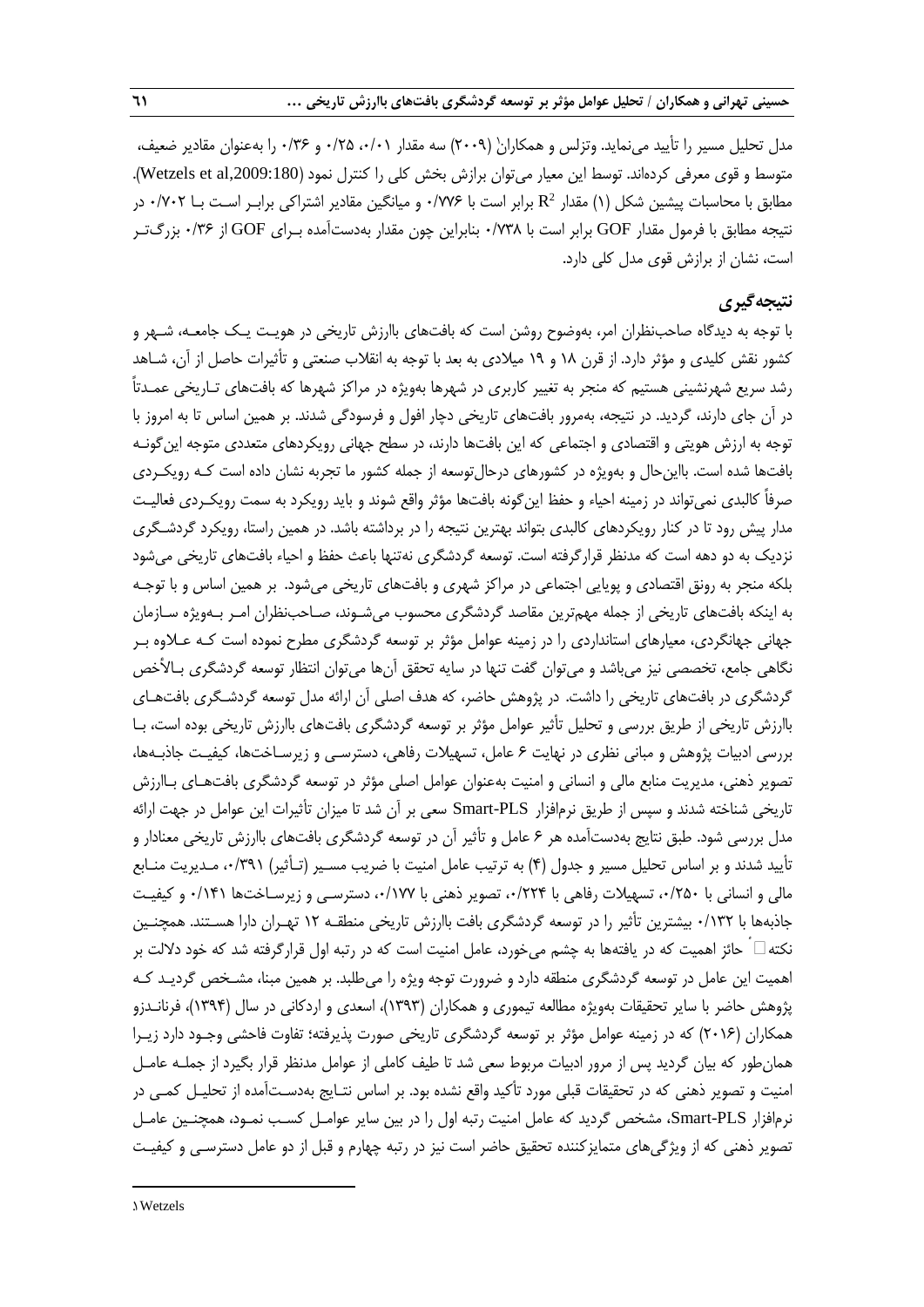مدل تحلیل مسیر را تأیید می‌نماید. وتزلس و همکاران[1] (۲۰۰۹) سه مقدار ۰/۰۱، ۰/۲۵ و ۰/۳۶ را به‌عنوان مقادیر ضعیف، متوسط و قوی معرفی کرده‌اند. توسط این معیار می‌توان برازش بخش کلی را کنترل نمود (Wetzels et al,2009:180). مطابق با محاسبات پیشین شکل (۱) مقدار $R^2$ برابر است با ۰/۷۷۶ و میانگین مقادیر اشتراکی برابـر اسـت بـا ۰/۷۰۲ در نتیجه مطابق با فرمول مقدار GOF برابر است با ۰/۷۳۸ بنابراین چون مقدار به‌دست‌آمده بـرای GOF از ۰/۳۶ بزرگ‌تـر است، نشان از برازش قوی مدل کلی دارد.

## نتیجه‌گیری

با توجه به دیدگاه صاحب‌نظران امر، به‌وضوح روشن است که بافت‌های باارزش تاریخی در هویـت یـک جامعـه، شـهر و کشور نقش کلیدی و مؤثر دارد. از قرن ۱۸ و ۱۹ میلادی به بعد با توجه به انقلاب صنعتی و تأثیرات حاصل از آن، شـاهد رشد سریع شهرنشینی هستیم که منجر به تغییر کاربری در شهرها به‌ویژه در مراکز شهرها که بافت‌های تـاریخی عمـدتاً در آن جای دارند، گردید. در نتیجه، به‌مرور بافت‌های تاریخی دچار افول و فرسودگی شدند. بر همین اساس تا به امروز با توجه به ارزش هویتی و اقتصادی و اجتماعی که این بافت‌ها دارند، در سطح جهانی رویکردهای متعددی متوجه این‌گونـه بافت‌ها شده است. بااین‌حال و به‌ویژه در کشورهای درحال‌توسعه از جمله کشور ما تجربه نشان داده است کـه رویکـردی صرفاً کالبدی نمی‌تواند در زمینه احیاء و حفظ این‌گونه بافت‌ها مؤثر واقع شوند و باید رویکرد به سمت رویکـردی فعالیـت مدار پیش رود تا در کنار رویکردهای کالبدی بتواند بهترین نتیجه را در برداشته باشد. در همین راستا، رویکرد گردشـگری نزدیک به دو دهه است که مدنظر قرارگرفته است. توسعه گردشگری نه‌تنها باعث حفظ و احیاء بافت‌های تاریخی می‌شود بلکه منجر به رونق اقتصادی و پویایی اجتماعی در مراکز شهری و بافت‌های تاریخی می‌شود. بر همین اساس و با توجـه به اینکه بافت‌های تاریخی از جمله مهم‌ترین مقاصد گردشگری محسوب می‌شـوند، صـاحب‌نظران امـر بـه‌ویژه سـازمان جهانی جهانگردی، معیارهای استانداردی را در زمینه عوامل مؤثر بر توسعه گردشگری مطرح نموده است کـه عـلاوه بـر نگاهی جامع، تخصصی نیز می‌باشد و می‌توان گفت تنها در سایه تحقق آن‌ها می‌توان انتظار توسعه گردشگری بـالأخص گردشگری در بافت‌های تاریخی را داشت. در پژوهش حاضر، که هدف اصلی آن ارائه مدل توسعه گردشـگری بافت‌هـای باارزش تاریخی از طریق بررسی و تحلیل تأثیر عوامل مؤثر بر توسعه گردشگری بافت‌های باارزش تاریخی بوده است، بـا بررسی ادبیات پژوهش و مبانی نظری در نهایت ۶ عامل، تسهیلات رفاهی، دسترسـی و زیرسـاخت‌ها، کیفیـت جاذبـه‌ها، تصویر ذهنی، مدیریت منابع مالی و انسانی و امنیت به‌عنوان عوامل اصلی مؤثر در توسعه گردشگری بافت‌هـای بـاارزش تاریخی شناخته شدند و سپس از طریق نرم‌افزار Smart-PLS سعی بر آن شد تا میزان تأثیرات این عوامل در جهت ارائه مدل بررسی شود. طبق نتایج به‌دست‌آمده هر ۶ عامل و تأثیر آن در توسعه گردشگری بافت‌های باارزش تاریخی معنادار و تأیید شدند و بر اساس تحلیل مسیر و جدول (۴) به ترتیب عامل امنیت با ضریب مسـیر (تـأثیر) ۰/۳۹۱، مـدیریت منـابع مالی و انسانی با ۰/۲۵۰، تسهیلات رفاهی با ۰/۲۲۴، تصویر ذهنی با ۰/۱۷۷، دسترسـی و زیرسـاخت‌ها ۰/۱۴۱ و کیفیـت جاذبه‌ها با ۰/۱۳۲ بیشترین تأثیر را در توسعه گردشگری بافت باارزش تاریخی منطقـه ۱۲ تهـران دارا هسـتند. همچنـین نکته‌ حائز اهمیت که در یافته‌ها به چشم می‌خورد، عامل امنیت است که در رتبه اول قرارگرفته شد که خود دلالت بر اهمیت این عامل در توسعه گردشگری منطقه دارد و ضرورت توجه ویژه را می‌طلبد. بر همین مبنا، مشـخص گردیـد کـه پژوهش حاضر با سایر تحقیقات به‌ویژه مطالعه تیموری و همکاران (۱۳۹۳)، اسعدی و اردکانی در سال (۱۳۹۴)، فرنانـدزو همکاران (۲۰۱۶) که در زمینه عوامل مؤثر بر توسعه گردشگری تاریخی صورت پذیرفته؛ تفاوت فاحشی وجـود دارد زیـرا همان‌طور که بیان گردید پس از مرور ادبیات مربوط سعی شد تا طیف کاملی از عوامل مدنظر قرار بگیرد از جملـه عامـل امنیت و تصویر ذهنی که در تحقیقات قبلی مورد تأکید واقع نشده بود. بر اساس نتـایج به‌دسـت‌آمده از تحلیـل کمـی در نرم‌افزار Smart-PLS، مشخص گردید که عامل امنیت رتبه اول را در بین سایر عوامـل کسـب نمـود، همچنـین عامـل تصویر ذهنی که از ویژگی‌های متمایزکننده تحقیق حاضر است نیز در رتبه چهارم و قبل از دو عامل دسترسـی و کیفیـت

---

[1] Wetzels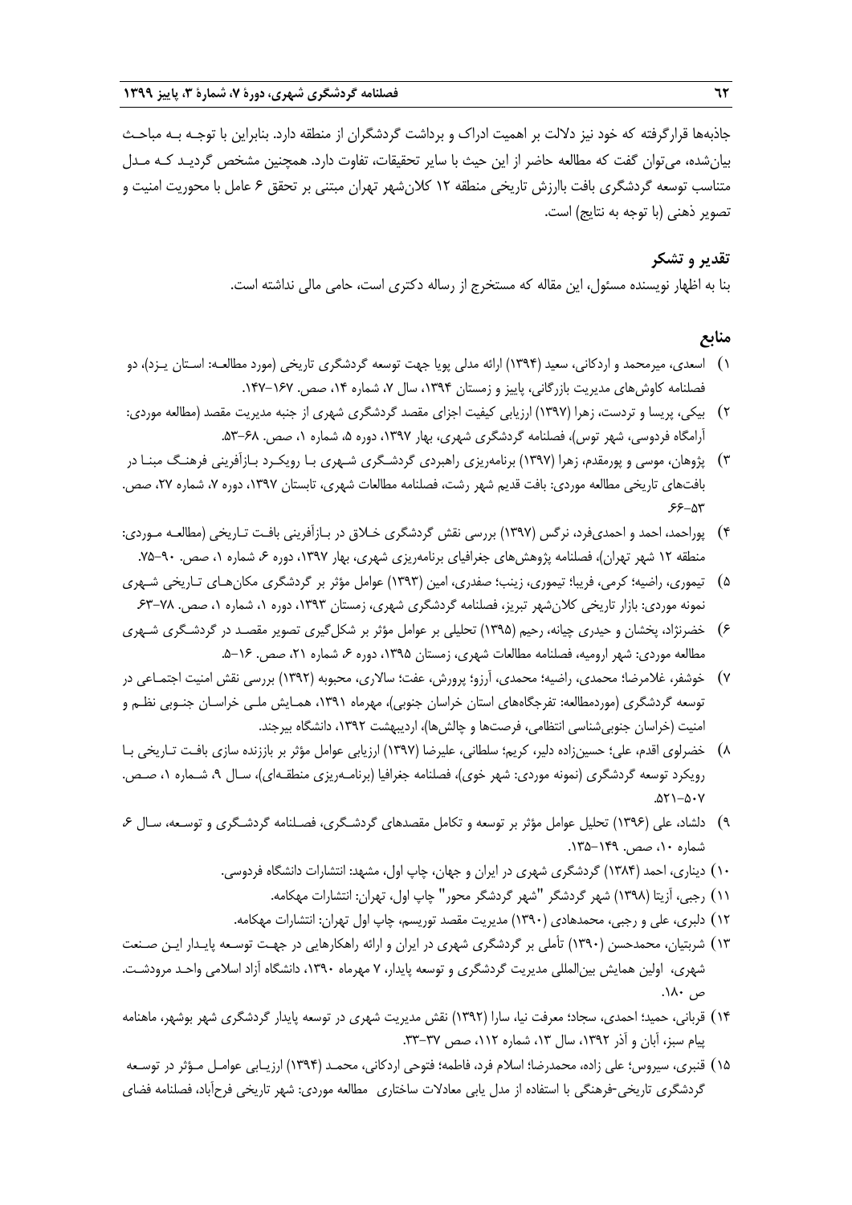جاذبه‌ها قرارگرفته که خود نیز دلالت بر اهمیت ادراک و برداشت گردشگران از منطقه دارد. بنابراین با توجـه بـه مباحـث بیان‌شده، می‌توان گفت که مطالعه حاضر از این حیث با سایر تحقیقات، تفاوت دارد. همچنین مشخص گردیـد کـه مـدل متناسب توسعه گردشگری بافت باارزش تاریخی منطقه ۱۲ کلان‌شهر تهران مبتنی بر تحقق ۶ عامل با محوریت امنیت و تصویر ذهنی (با توجه به نتایج) است.

## تقدیر و تشکر

بنا به اظهار نویسنده مسئول، این مقاله که مستخرج از رساله دکتری است، حامی مالی نداشته است.

## منابع

۱) اسعدی، میرمحمد و اردکانی، سعید (۱۳۹۴) ارائه مدلی پویا جهت توسعه گردشگری تاریخی (مورد مطالعـه: اسـتان یـزد)، دو فصلنامه کاوش‌های مدیریت بازرگانی، پاییز و زمستان ۱۳۹۴، سال ۷، شماره ۱۴، صص. ۱۶۷-۱۴۷.

۲) بیکی، پریسا و تردست، زهرا (۱۳۹۷) ارزیابی کیفیت اجزای مقصد گردشگری شهری از جنبه مدیریت مقصد (مطالعه موردی: آرامگاه فردوسی، شهر توس)، فصلنامه گردشگری شهری، بهار ۱۳۹۷، دوره ۵، شماره ۱، صص. ۶۸-۵۳.

۳) پژوهان، موسی و پورمقدم، زهرا (۱۳۹۷) برنامه‌ریزی راهبردی گردشـگری شـهری بـا رویکـرد بـازآفرینی فرهنـگ مبنـا در بافت‌های تاریخی مطالعه موردی: بافت قدیم شهر رشت، فصلنامه مطالعات شهری، تابستان ۱۳۹۷، دوره ۷، شماره ۲۷، صص. ۶۶-۵۳.

۴) پوراحمد، احمد و احمدی‌فرد، نرگس (۱۳۹۷) بررسی نقش گردشگری خـلاق در بـازآفرینی بافـت تـاریخی (مطالعـه مـوردی: منطقه ۱۲ شهر تهران)، فصلنامه پژوهش‌های جغرافیای برنامه‌ریزی شهری، بهار ۱۳۹۷، دوره ۶، شماره ۱، صص. ۹۰-۷۵.

۵) تیموری، راضیه؛ کرمی، فریبا؛ تیموری، زینب؛ صفدری، امین (۱۳۹۳) عوامل مؤثر بر گردشگری مکان‌هـای تـاریخی شـهری نمونه موردی: بازار تاریخی کلان‌شهر تبریز، فصلنامه گردشگری شهری، زمستان ۱۳۹۳، دوره ۱، شماره ۱، صص. ۷۸-۶۳.

۶) خضرنژاد، پخشان و حیدری چیانه، رحیم (۱۳۹۵) تحلیلی بر عوامل مؤثر بر شکل‌گیری تصویر مقصـد در گردشـگری شـهری مطالعه موردی: شهر ارومیه، فصلنامه مطالعات شهری، زمستان ۱۳۹۵، دوره ۶، شماره ۲۱، صص. ۱۶-۵.

۷) خوشفر، غلامرضا؛ محمدی، راضیه؛ محمدی، آرزو؛ پرورش، عفت؛ سالاری، محبوبه (۱۳۹۲) بررسی نقش امنیت اجتمـاعی در توسعه گردشگری (موردمطالعه: تفرجگاه‌های استان خراسان جنوبی)، مهرماه ۱۳۹۱، همـایش ملـی خراسـان جنـوبی نظـم و امنیت (خراسان جنوبی‌شناسی انتظامی، فرصت‌ها و چالش‌ها)، اردیبهشت ۱۳۹۲، دانشگاه بیرجند.

۸) خضرلوی اقدم، علی؛ حسین‌زاده دلیر، کریم؛ سلطانی، علیرضا (۱۳۹۷) ارزیابی عوامل مؤثر بر باززنده سازی بافـت تـاریخی بـا رویکرد توسعه گردشگری (نمونه موردی: شهر خوی)، فصلنامه جغرافیا (برنامـه‌ریزی منطقـه‌ای)، سـال ۹، شـماره ۱، صـص. ۵۲۱-۵۰۷.

۹) دلشاد، علی (۱۳۹۶) تحلیل عوامل مؤثر بر توسعه و تکامل مقصدهای گردشـگری، فصـلنامه گردشـگری و توسـعه، سـال ۶، شماره ۱۰، صص. ۱۴۹-۱۳۵.

۱۰) دیناری، احمد (۱۳۸۴) گردشگری شهری در ایران و جهان، چاپ اول، مشهد: انتشارات دانشگاه فردوسی.

۱۱) رجبی، آزیتا (۱۳۹۸) شهر گردشگر "شهر گردشگر محور" چاپ اول، تهران: انتشارات مهکامه.

۱۲) دلبری، علی و رجبی، محمدهادی (۱۳۹۰) مدیریت مقصد توریسم، چاپ اول تهران: انتشارات مهکامه.

۱۳) شربتیان، محمدحسن (۱۳۹۰) تأملی بر گردشگری شهری در ایران و ارائه راهکارهایی در جهـت توسـعه پایـدار ایـن صـنعت شهری، اولین همایش بین‌المللی مدیریت گردشگری و توسعه پایدار، ۷ مهرماه ۱۳۹۰، دانشگاه آزاد اسلامی واحـد مرودشـت. ص ۱۸۰.

۱۴) قربانی، حمید؛ احمدی، سجاد؛ معرفت نیا، سارا (۱۳۹۲) نقش مدیریت شهری در توسعه پایدار گردشگری شهر بوشهر، ماهنامه پیام سبز، آبان و آذر ۱۳۹۲، سال ۱۳، شماره ۱۱۲، صص ۳۷-۳۳.

۱۵) قنبری، سیروس؛ علی زاده، محمدرضا؛ اسلام فرد، فاطمه؛ فتوحی اردکانی، محمـد (۱۳۹۴) ارزیـابی عوامـل مـؤثر در توسـعه گردشگری تاریخی-فرهنگی با استفاده از مدل یابی معادلات ساختاری مطالعه موردی: شهر تاریخی فرح‌آباد، فصلنامه فضای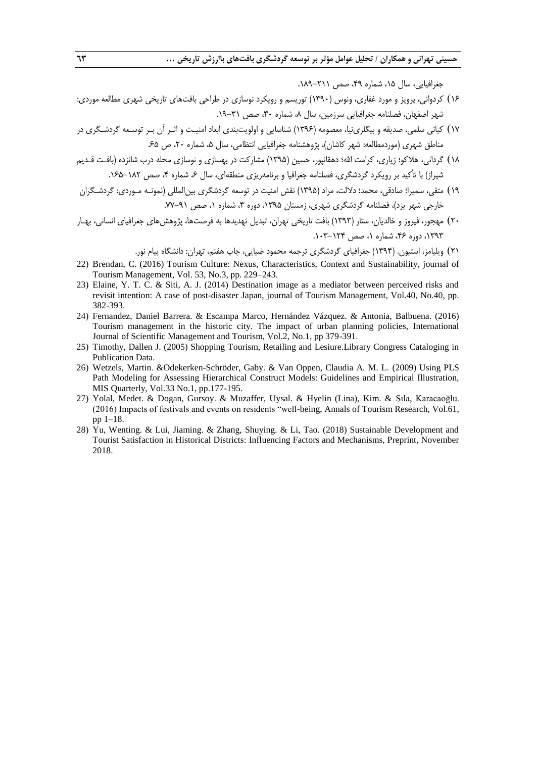جغرافیایی، سال ۱۵، شماره ۴۹، صص ۲۱۱-۱۸۹.

۱۶) کردوانی، پرویز و مورد غفاری، ونوس (۱۳۹۰) توریسم و رویکرد نوسازی در طراحی بافت‌های تاریخی شهری مطالعه موردی: شهر اصفهان، فصلنامه جغرافیایی سرزمین، سال ۸، شماره ۳۰، صص ۳۱-۱۹.

۱۷) کیانی سلمی، صدیقه و بیگلری‌نیا، معصومه (۱۳۹۶) شناسایی و اولویت‌بندی ابعاد امنیت و اثر آن بر توسعه گردشگری در مناطق شهری (موردمطالعه: شهر کاشان)، پژوهشنامه جغرافیایی انتظامی، سال ۵، شماره ۲۰، ص ۶۵.

۱۸) گردانی، هلاکو؛ زیاری، کرامت الله؛ دهقانپور، حسین (۱۳۹۵) مشارکت در بهسازی و نوسازی محله درب شانزده (بافت قدیم شیراز) با تأکید بر رویکرد گردشگری، فصلنامه جغرافیا و برنامه‌ریزی منطقه‌ای، سال ۶، شماره ۴، صص ۱۸۲-۱۶۵.

۱۹) متقی، سمیرا؛ صادقی، محمد؛ دلالت، مراد (۱۳۹۵) نقش امنیت در توسعه گردشگری بین‌المللی (نمونه موردی: گردشگران خارجی شهر یزد)، فصلنامه گردشگری شهری، زمستان ۱۳۹۵، دوره ۳، شماره ۱، صص ۹۱-۷۷.

۲۰) مهجور، فیروز و خالدیان، ستار (۱۳۹۳) بافت تاریخی تهران، تبدیل تهدیدها به فرصت‌ها، پژوهش‌های جغرافیای انسانی، بهار ۱۳۹۳، دوره ۴۶، شماره ۱، صص ۱۲۴-۱۰۳.

۲۱) ویلیامز، استیون. (۱۳۹۴) جغرافیای گردشگری ترجمه محمود ضیایی، چاپ هفتم، تهران: دانشگاه پیام نور.

22) Brendan, C. (2016) Tourism Culture: Nexus, Characteristics, Context and Sustainability, journal of Tourism Management, Vol. 53, No.3, pp. 229–243.

23) Elaine, Y. T. C. & Siti, A. J. (2014) Destination image as a mediator between perceived risks and revisit intention: A case of post-disaster Japan, journal of Tourism Management, Vol.40, No.40, pp. 382-393.

24) Fernandez, Daniel Barrera. & Escampa Marco, Hernández Vázquez. & Antonia, Balbuena. (2016) Tourism management in the historic city. The impact of urban planning policies, International Journal of Scientific Management and Tourism, Vol.2, No.1, pp 379-391.

25) Timothy, Dallen J. (2005) Shopping Tourism, Retailing and Lesiure.Library Congress Cataloging in Publication Data.

26) Wetzels, Martin. &Odekerken-Schröder, Gaby. & Van Oppen, Claudia A. M. L. (2009) Using PLS Path Modeling for Assessing Hierarchical Construct Models: Guidelines and Empirical Illustration, MIS Quarterly, Vol.33 No.1, pp.177-195.

27) Yolal, Medet. & Dogan, Gursoy. & Muzaffer, Uysal. & Hyelin (Lina), Kim. & Sıla, Karacaoğlu. (2016) Impacts of festivals and events on residents "well-being, Annals of Tourism Research, Vol.61, pp 1–18.

28) Yu, Wenting. & Lui, Jiaming. & Zhang, Shuying. & Li, Tao. (2018) Sustainable Development and Tourist Satisfaction in Historical Districts: Influencing Factors and Mechanisms, Preprint, November 2018.